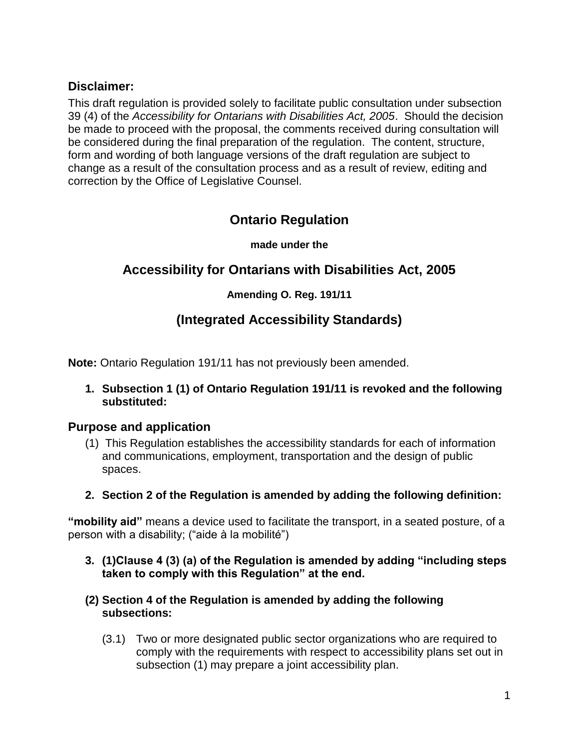## Disclaimer:

This draft regulation is provided solely to facilitate public consultation under subsection 39 (4) of the *Accessibility for Ontarians with Disabilities Act, 2005*. Should the decision be made to proceed with the proposal, the comments received during consultation will be considered during the final preparation of the regulation. The content, structure, form and wording of both language versions of the draft regulation are subject to change as a result of the consultation process and as a result of review, editing and correction by the Office of Legislative Counsel.

# Ontario Regulation

**made under the**

# Accessibility for Ontarians with Disabilities Act, 2005

**Amending O. Reg. 191/11**

# (Integrated Accessibility Standards)

**Note:** Ontario Regulation 191/11 has not previously been amended.

**1. Subsection 1 (1) of Ontario Regulation 191/11 is revoked and the following substituted:**

## Purpose and application

(1) This Regulation establishes the accessibility standards for each of information and communications, employment, transportation and the design of public spaces.

**2. Section 2 of the Regulation is amended by adding the following definition:**

**"mobility aid"** means a device used to facilitate the transport, in a seated posture, of a person with a disability; ("aide à la mobilité")

**3. (1)Clause 4 (3) (a) of the Regulation is amended by adding "including steps taken to comply with this Regulation" at the end.**

**(2) Section 4 of the Regulation is amended by adding the following subsections:**

(3.1) Two or more designated public sector organizations who are required to comply with the requirements with respect to accessibility plans set out in subsection (1) may prepare a joint accessibility plan.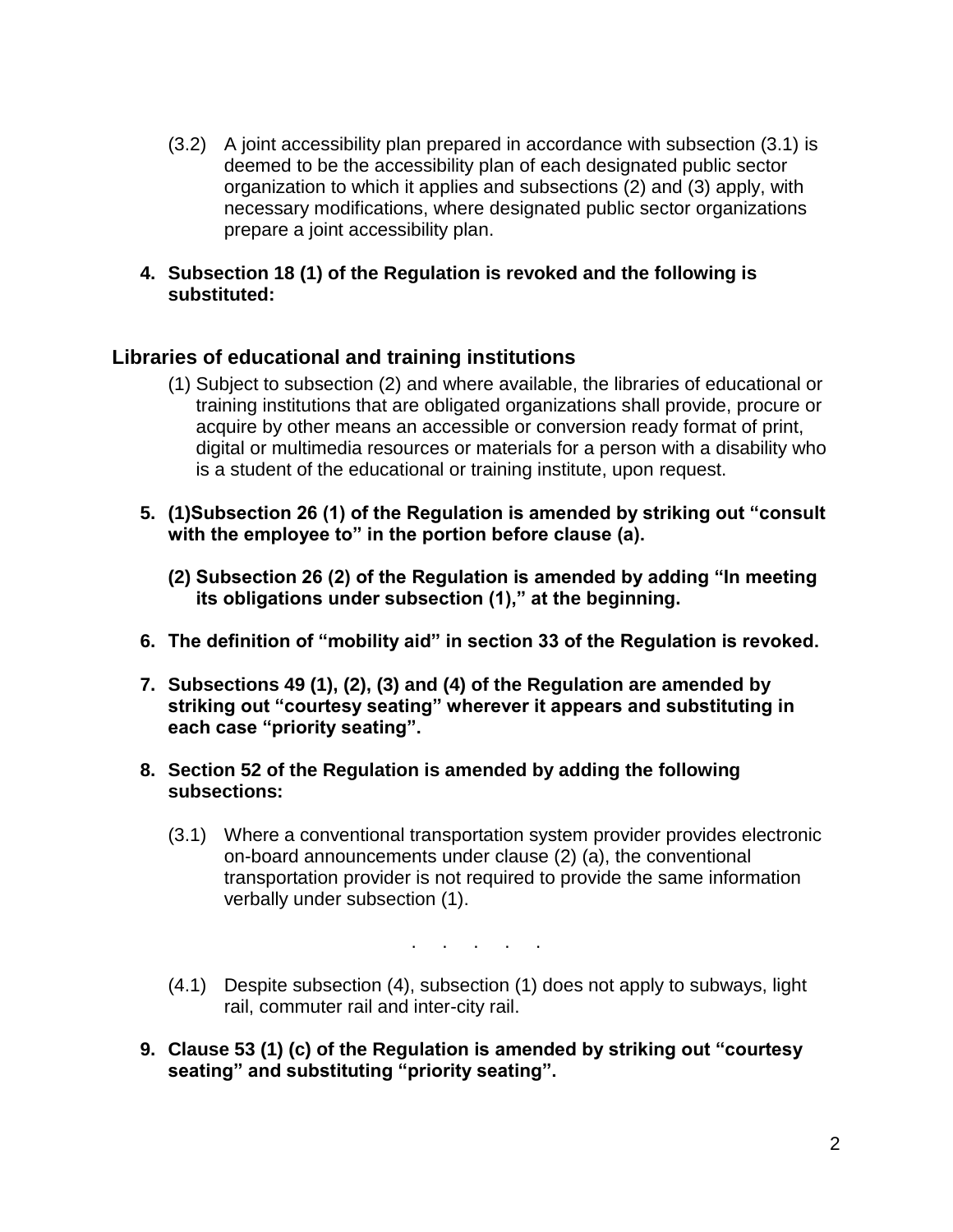(3.2) A joint accessibility plan prepared in accordance with subsection (3.1) is deemed to be the accessibility plan of each designated public sector organization to which it applies and subsections (2) and (3) apply, with necessary modifications, where designated public sector organizations prepare a joint accessibility plan.

**4. Subsection 18 (1) of the Regulation is revoked and the following is substituted:**

### Libraries of educational and training institutions

(1) Subject to subsection (2) and where available, the libraries of educational or training institutions that are obligated organizations shall provide, procure or acquire by other means an accessible or conversion ready format of print, digital or multimedia resources or materials for a person with a disability who is a student of the educational or training institute, upon request.

**5. (1)Subsection 26 (1) of the Regulation is amended by striking out "consult with the employee to" in the portion before clause (a).**

**(2) Subsection 26 (2) of the Regulation is amended by adding "In meeting its obligations under subsection (1)," at the beginning.**

**6. The definition of "mobility aid" in section 33 of the Regulation is revoked.**

**7. Subsections 49 (1), (2), (3) and (4) of the Regulation are amended by striking out "courtesy seating" wherever it appears and substituting in each case "priority seating".**

**8. Section 52 of the Regulation is amended by adding the following subsections:**

(3.1) Where a conventional transportation system provider provides electronic on-board announcements under clause (2) (a), the conventional transportation provider is not required to provide the same information verbally under subsection (1).

. . . . .

(4.1) Despite subsection (4), subsection (1) does not apply to subways, light rail, commuter rail and inter-city rail.

**9. Clause 53 (1) (c) of the Regulation is amended by striking out "courtesy seating" and substituting "priority seating".**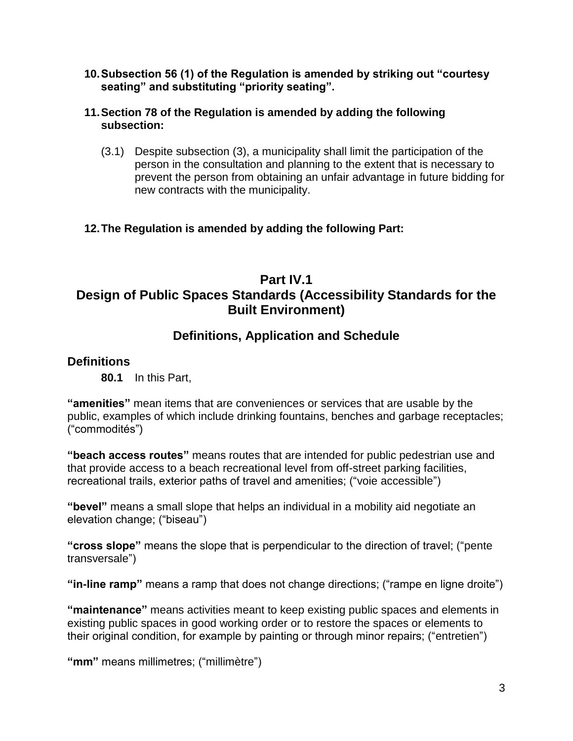**10. Subsection 56 (1) of the Regulation is amended by striking out "courtesy seating" and substituting "priority seating".**

**11. Section 78 of the Regulation is amended by adding the following subsection:**

(3.1) Despite subsection (3), a municipality shall limit the participation of the person in the consultation and planning to the extent that is necessary to prevent the person from obtaining an unfair advantage in future bidding for new contracts with the municipality.

**12. The Regulation is amended by adding the following Part:**

## Part IV.1
## Design of Public Spaces Standards (Accessibility Standards for the Built Environment)

### Definitions, Application and Schedule

#### Definitions

**80.1** In this Part,

**"amenities"** mean items that are conveniences or services that are usable by the public, examples of which include drinking fountains, benches and garbage receptacles; ("commodités")

**"beach access routes"** means routes that are intended for public pedestrian use and that provide access to a beach recreational level from off-street parking facilities, recreational trails, exterior paths of travel and amenities; ("voie accessible")

**"bevel"** means a small slope that helps an individual in a mobility aid negotiate an elevation change; ("biseau")

**"cross slope"** means the slope that is perpendicular to the direction of travel; ("pente transversale")

**"in-line ramp"** means a ramp that does not change directions; ("rampe en ligne droite")

**"maintenance"** means activities meant to keep existing public spaces and elements in existing public spaces in good working order or to restore the spaces or elements to their original condition, for example by painting or through minor repairs; ("entretien")

**"mm"** means millimetres; ("millimètre")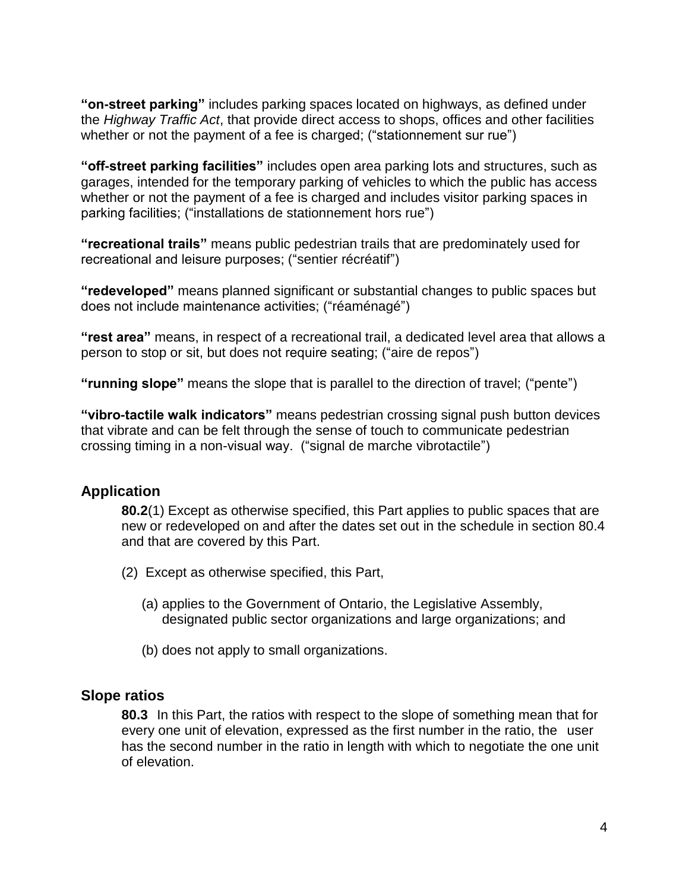**"on-street parking"** includes parking spaces located on highways, as defined under the *Highway Traffic Act*, that provide direct access to shops, offices and other facilities whether or not the payment of a fee is charged; ("stationnement sur rue")

**"off-street parking facilities"** includes open area parking lots and structures, such as garages, intended for the temporary parking of vehicles to which the public has access whether or not the payment of a fee is charged and includes visitor parking spaces in parking facilities; ("installations de stationnement hors rue")

**"recreational trails"** means public pedestrian trails that are predominately used for recreational and leisure purposes; ("sentier récréatif")

**"redeveloped"** means planned significant or substantial changes to public spaces but does not include maintenance activities; ("réaménagé")

**"rest area"** means, in respect of a recreational trail, a dedicated level area that allows a person to stop or sit, but does not require seating; ("aire de repos")

**"running slope"** means the slope that is parallel to the direction of travel; ("pente")

**"vibro-tactile walk indicators"** means pedestrian crossing signal push button devices that vibrate and can be felt through the sense of touch to communicate pedestrian crossing timing in a non-visual way. ("signal de marche vibrotactile")

## Application

**80.2**(1) Except as otherwise specified, this Part applies to public spaces that are new or redeveloped on and after the dates set out in the schedule in section 80.4 and that are covered by this Part.

(2) Except as otherwise specified, this Part,

(a) applies to the Government of Ontario, the Legislative Assembly, designated public sector organizations and large organizations; and

(b) does not apply to small organizations.

## Slope ratios

**80.3** In this Part, the ratios with respect to the slope of something mean that for every one unit of elevation, expressed as the first number in the ratio, the user has the second number in the ratio in length with which to negotiate the one unit of elevation.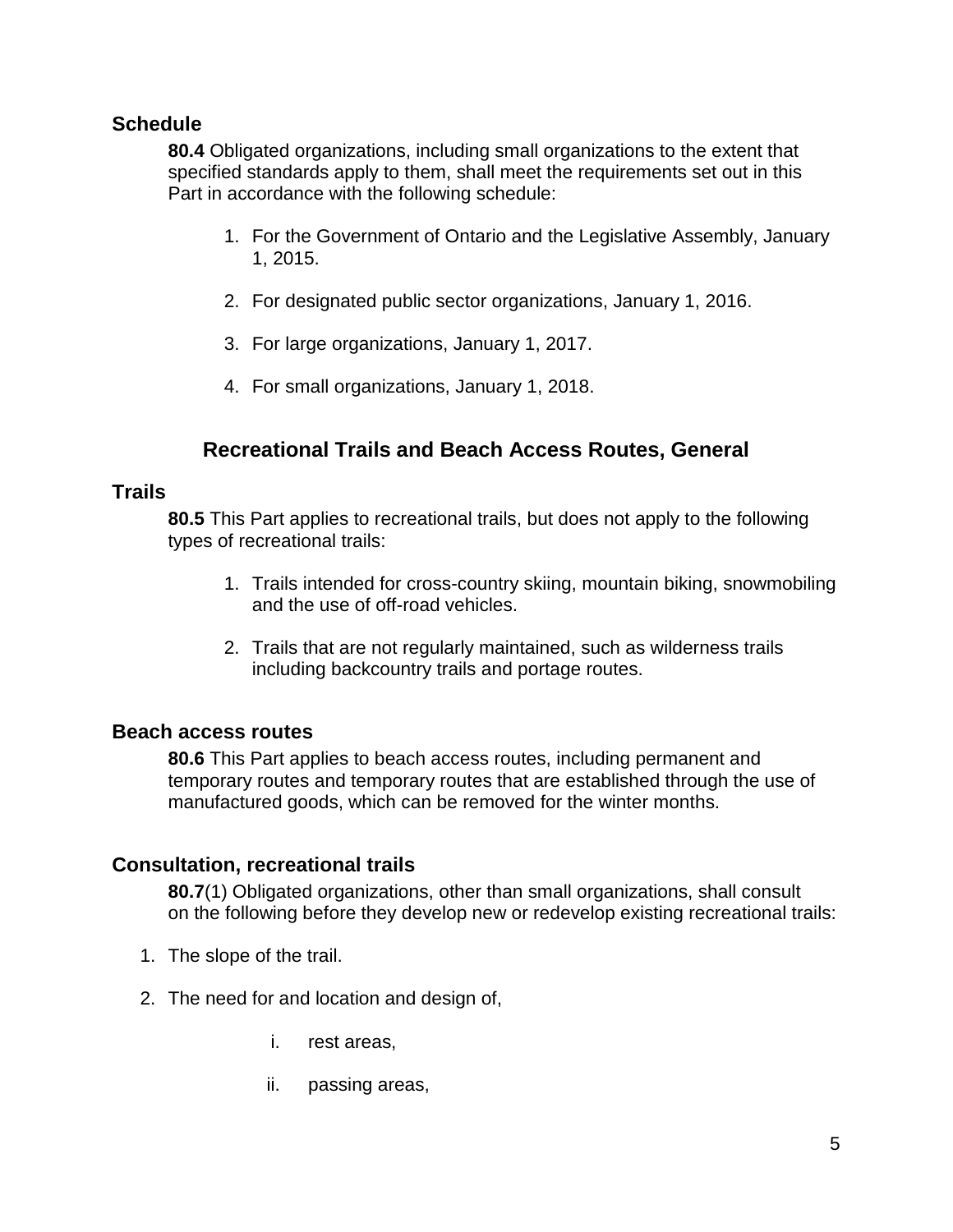### Schedule

**80.4** Obligated organizations, including small organizations to the extent that specified standards apply to them, shall meet the requirements set out in this Part in accordance with the following schedule:

1. For the Government of Ontario and the Legislative Assembly, January 1, 2015.

2. For designated public sector organizations, January 1, 2016.

3. For large organizations, January 1, 2017.

4. For small organizations, January 1, 2018.

## Recreational Trails and Beach Access Routes, General

### Trails

**80.5** This Part applies to recreational trails, but does not apply to the following types of recreational trails:

1. Trails intended for cross-country skiing, mountain biking, snowmobiling and the use of off-road vehicles.

2. Trails that are not regularly maintained, such as wilderness trails including backcountry trails and portage routes.

### Beach access routes

**80.6** This Part applies to beach access routes, including permanent and temporary routes and temporary routes that are established through the use of manufactured goods, which can be removed for the winter months.

### Consultation, recreational trails

**80.7**(1) Obligated organizations, other than small organizations, shall consult on the following before they develop new or redevelop existing recreational trails:

1. The slope of the trail.

2. The need for and location and design of,

   i. rest areas,

   ii. passing areas,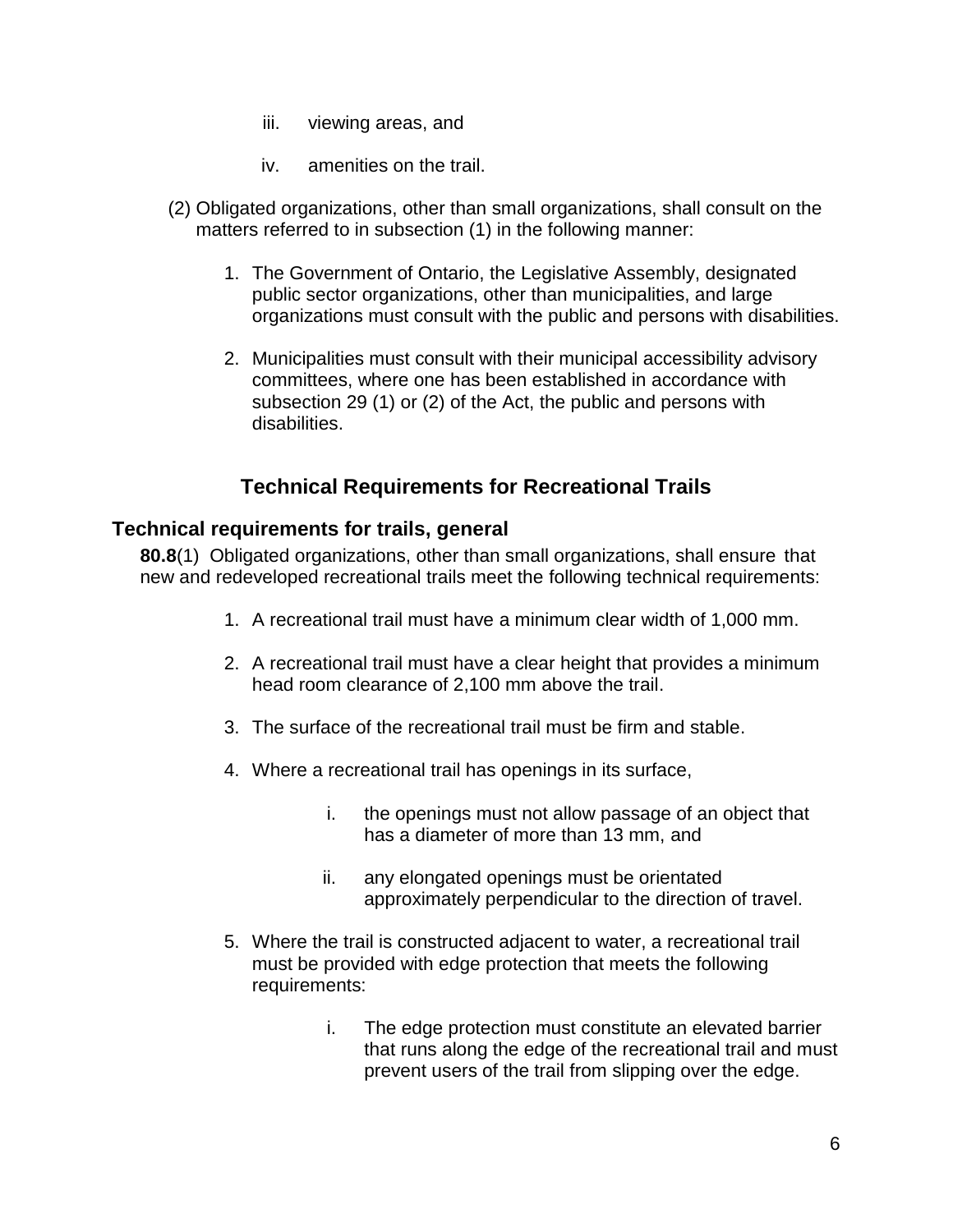iii. viewing areas, and

iv. amenities on the trail.

(2) Obligated organizations, other than small organizations, shall consult on the matters referred to in subsection (1) in the following manner:

1. The Government of Ontario, the Legislative Assembly, designated public sector organizations, other than municipalities, and large organizations must consult with the public and persons with disabilities.

2. Municipalities must consult with their municipal accessibility advisory committees, where one has been established in accordance with subsection 29 (1) or (2) of the Act, the public and persons with disabilities.

## Technical Requirements for Recreational Trails

### Technical requirements for trails, general

**80.8**(1) Obligated organizations, other than small organizations, shall ensure that new and redeveloped recreational trails meet the following technical requirements:

1. A recreational trail must have a minimum clear width of 1,000 mm.

2. A recreational trail must have a clear height that provides a minimum head room clearance of 2,100 mm above the trail.

3. The surface of the recreational trail must be firm and stable.

4. Where a recreational trail has openings in its surface,

   i. the openings must not allow passage of an object that has a diameter of more than 13 mm, and

   ii. any elongated openings must be orientated approximately perpendicular to the direction of travel.

5. Where the trail is constructed adjacent to water, a recreational trail must be provided with edge protection that meets the following requirements:

   i. The edge protection must constitute an elevated barrier that runs along the edge of the recreational trail and must prevent users of the trail from slipping over the edge.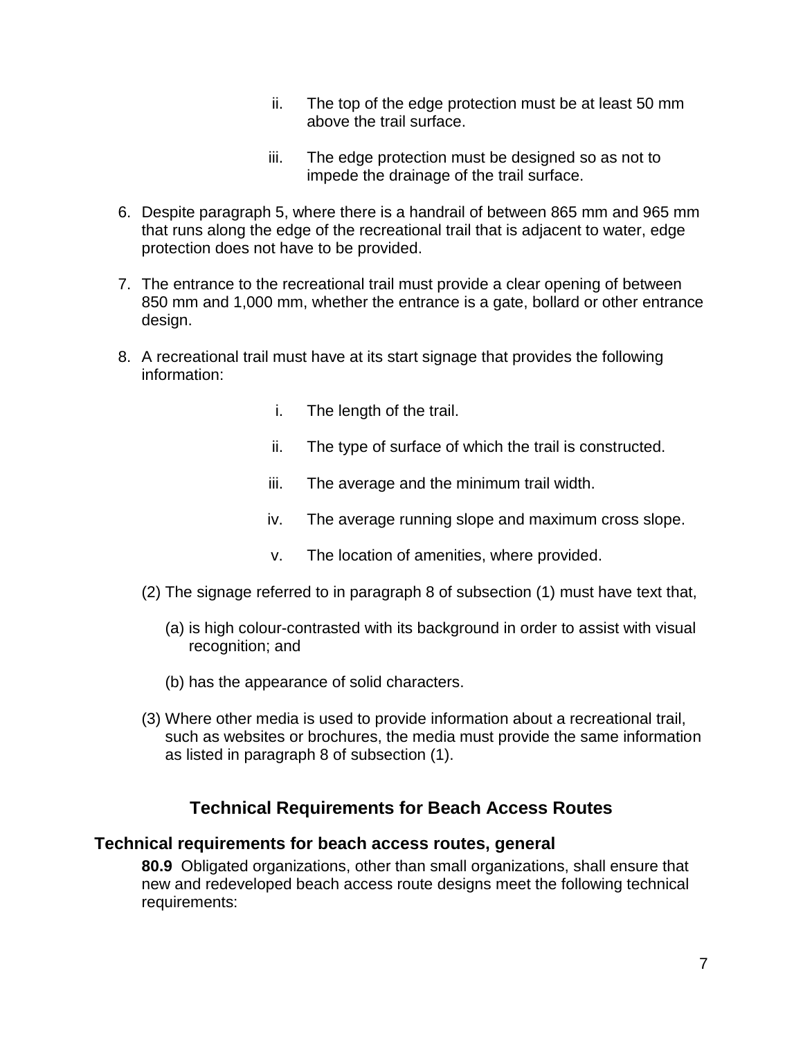ii. The top of the edge protection must be at least 50 mm above the trail surface.

iii. The edge protection must be designed so as not to impede the drainage of the trail surface.

6. Despite paragraph 5, where there is a handrail of between 865 mm and 965 mm that runs along the edge of the recreational trail that is adjacent to water, edge protection does not have to be provided.

7. The entrance to the recreational trail must provide a clear opening of between 850 mm and 1,000 mm, whether the entrance is a gate, bollard or other entrance design.

8. A recreational trail must have at its start signage that provides the following information:

   i. The length of the trail.

   ii. The type of surface of which the trail is constructed.

   iii. The average and the minimum trail width.

   iv. The average running slope and maximum cross slope.

   v. The location of amenities, where provided.

(2) The signage referred to in paragraph 8 of subsection (1) must have text that,

(a) is high colour-contrasted with its background in order to assist with visual recognition; and

(b) has the appearance of solid characters.

(3) Where other media is used to provide information about a recreational trail, such as websites or brochures, the media must provide the same information as listed in paragraph 8 of subsection (1).

## Technical Requirements for Beach Access Routes

### Technical requirements for beach access routes, general

**80.9** Obligated organizations, other than small organizations, shall ensure that new and redeveloped beach access route designs meet the following technical requirements: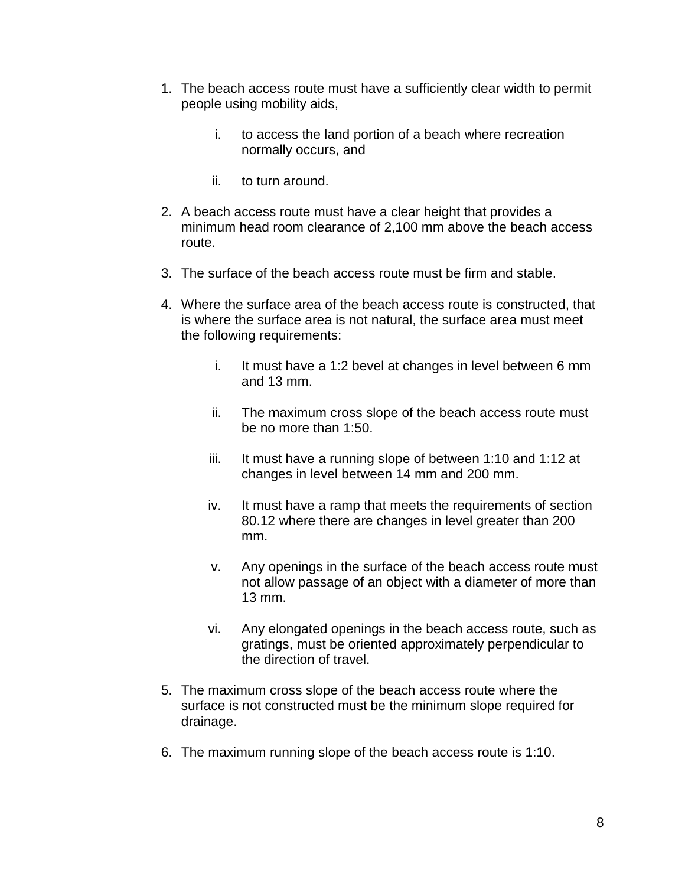1. The beach access route must have a sufficiently clear width to permit people using mobility aids,

    i. to access the land portion of a beach where recreation normally occurs, and

    ii. to turn around.

2. A beach access route must have a clear height that provides a minimum head room clearance of 2,100 mm above the beach access route.

3. The surface of the beach access route must be firm and stable.

4. Where the surface area of the beach access route is constructed, that is where the surface area is not natural, the surface area must meet the following requirements:

    i. It must have a 1:2 bevel at changes in level between 6 mm and 13 mm.

    ii. The maximum cross slope of the beach access route must be no more than 1:50.

    iii. It must have a running slope of between 1:10 and 1:12 at changes in level between 14 mm and 200 mm.

    iv. It must have a ramp that meets the requirements of section 80.12 where there are changes in level greater than 200 mm.

    v. Any openings in the surface of the beach access route must not allow passage of an object with a diameter of more than 13 mm.

    vi. Any elongated openings in the beach access route, such as gratings, must be oriented approximately perpendicular to the direction of travel.

5. The maximum cross slope of the beach access route where the surface is not constructed must be the minimum slope required for drainage.

6. The maximum running slope of the beach access route is 1:10.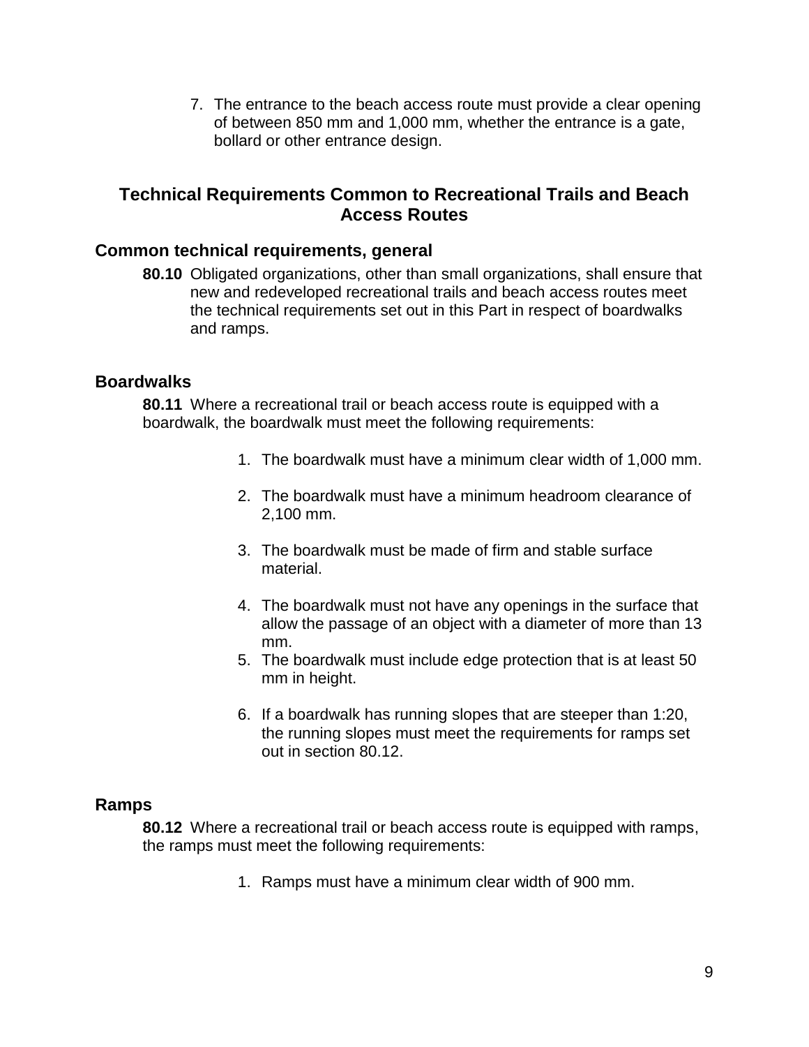7. The entrance to the beach access route must provide a clear opening of between 850 mm and 1,000 mm, whether the entrance is a gate, bollard or other entrance design.

## Technical Requirements Common to Recreational Trails and Beach Access Routes

### Common technical requirements, general

**80.10** Obligated organizations, other than small organizations, shall ensure that new and redeveloped recreational trails and beach access routes meet the technical requirements set out in this Part in respect of boardwalks and ramps.

### Boardwalks

**80.11** Where a recreational trail or beach access route is equipped with a boardwalk, the boardwalk must meet the following requirements:

1. The boardwalk must have a minimum clear width of 1,000 mm.
2. The boardwalk must have a minimum headroom clearance of 2,100 mm.
3. The boardwalk must be made of firm and stable surface material.
4. The boardwalk must not have any openings in the surface that allow the passage of an object with a diameter of more than 13 mm.
5. The boardwalk must include edge protection that is at least 50 mm in height.
6. If a boardwalk has running slopes that are steeper than 1:20, the running slopes must meet the requirements for ramps set out in section 80.12.

### Ramps

**80.12** Where a recreational trail or beach access route is equipped with ramps, the ramps must meet the following requirements:

1. Ramps must have a minimum clear width of 900 mm.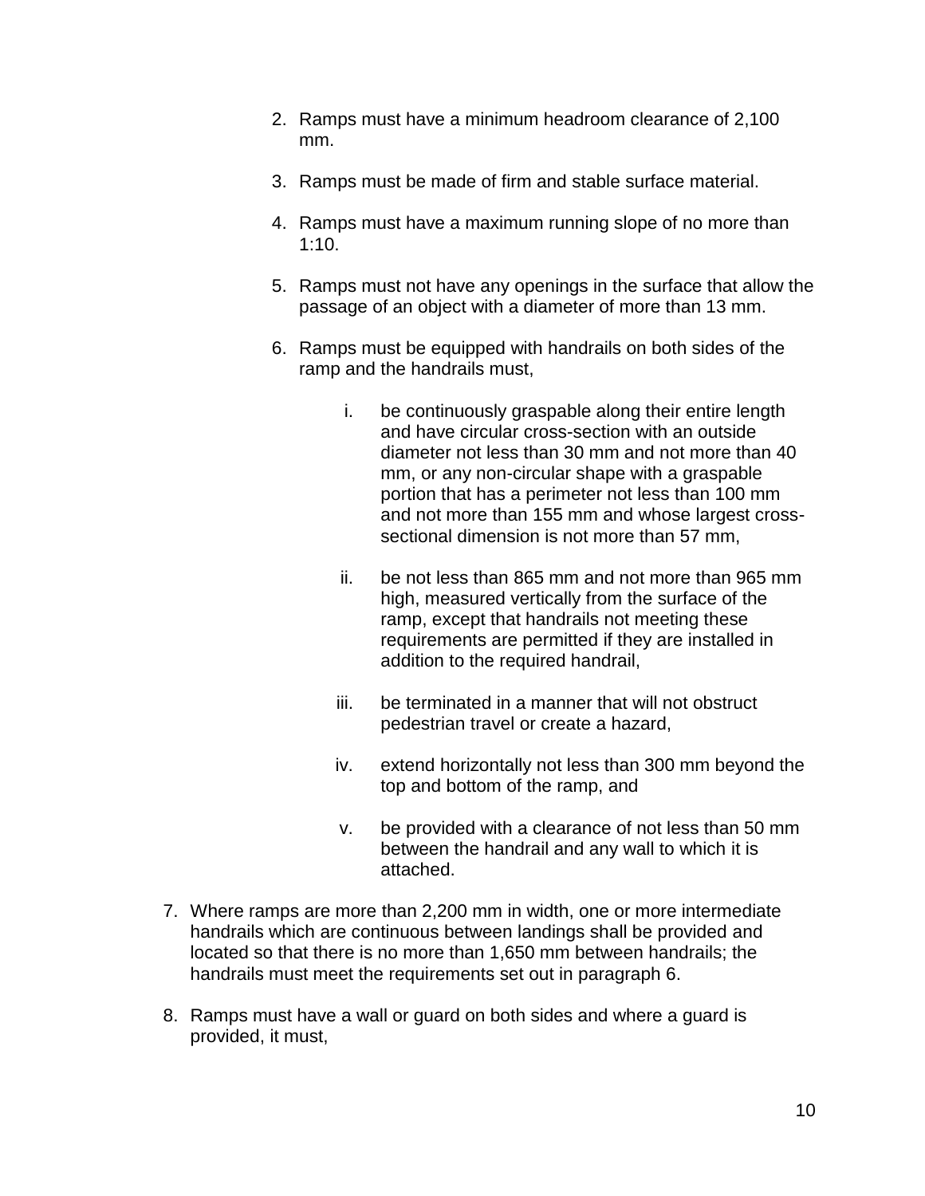2. Ramps must have a minimum headroom clearance of 2,100 mm.

3. Ramps must be made of firm and stable surface material.

4. Ramps must have a maximum running slope of no more than 1:10.

5. Ramps must not have any openings in the surface that allow the passage of an object with a diameter of more than 13 mm.

6. Ramps must be equipped with handrails on both sides of the ramp and the handrails must,

   i. be continuously graspable along their entire length and have circular cross-section with an outside diameter not less than 30 mm and not more than 40 mm, or any non-circular shape with a graspable portion that has a perimeter not less than 100 mm and not more than 155 mm and whose largest cross-sectional dimension is not more than 57 mm,

   ii. be not less than 865 mm and not more than 965 mm high, measured vertically from the surface of the ramp, except that handrails not meeting these requirements are permitted if they are installed in addition to the required handrail,

   iii. be terminated in a manner that will not obstruct pedestrian travel or create a hazard,

   iv. extend horizontally not less than 300 mm beyond the top and bottom of the ramp, and

   v. be provided with a clearance of not less than 50 mm between the handrail and any wall to which it is attached.

7. Where ramps are more than 2,200 mm in width, one or more intermediate handrails which are continuous between landings shall be provided and located so that there is no more than 1,650 mm between handrails; the handrails must meet the requirements set out in paragraph 6.

8. Ramps must have a wall or guard on both sides and where a guard is provided, it must,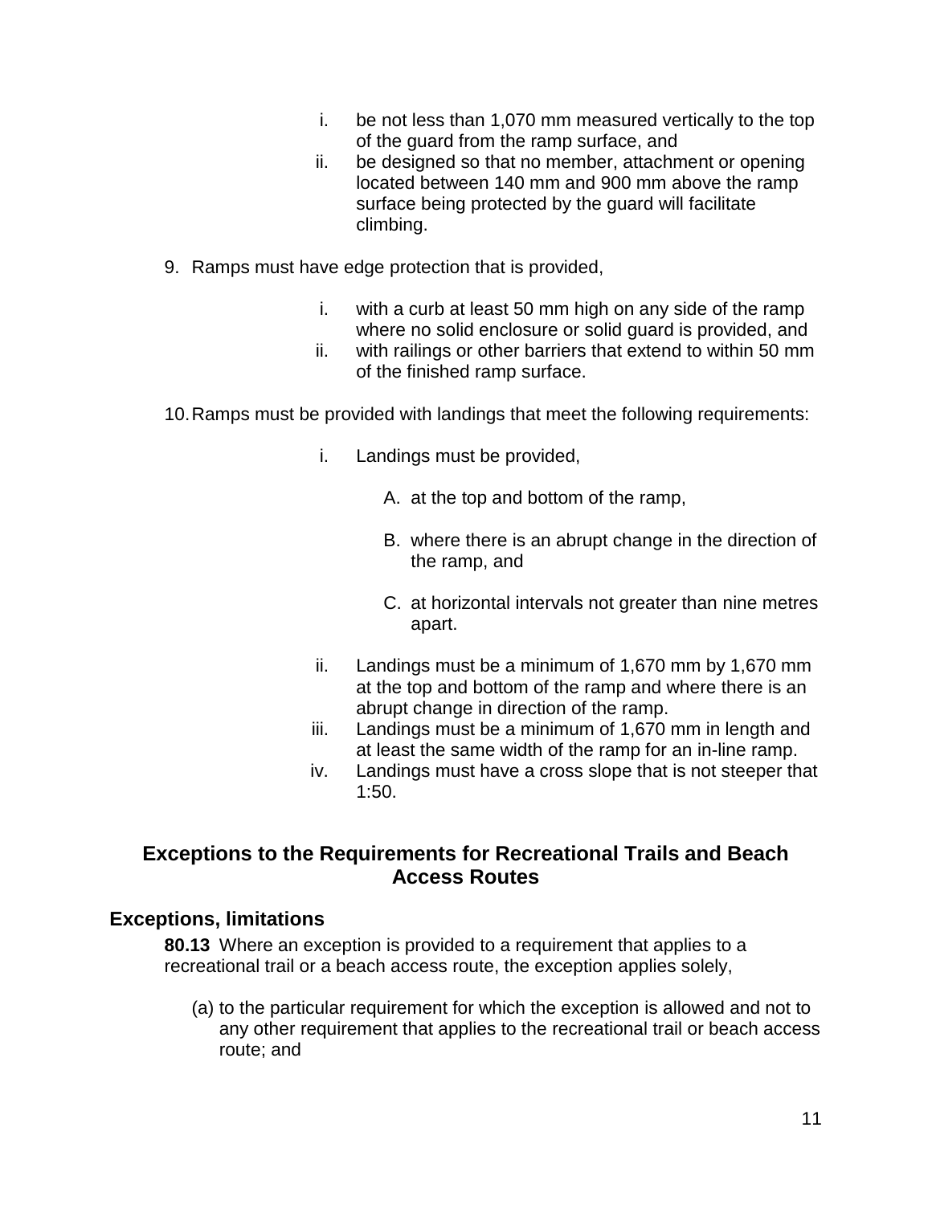i. be not less than 1,070 mm measured vertically to the top of the guard from the ramp surface, and
ii. be designed so that no member, attachment or opening located between 140 mm and 900 mm above the ramp surface being protected by the guard will facilitate climbing.

9. Ramps must have edge protection that is provided,

    i. with a curb at least 50 mm high on any side of the ramp where no solid enclosure or solid guard is provided, and
    ii. with railings or other barriers that extend to within 50 mm of the finished ramp surface.

10. Ramps must be provided with landings that meet the following requirements:

    i. Landings must be provided,

        A. at the top and bottom of the ramp,

        B. where there is an abrupt change in the direction of the ramp, and

        C. at horizontal intervals not greater than nine metres apart.

    ii. Landings must be a minimum of 1,670 mm by 1,670 mm at the top and bottom of the ramp and where there is an abrupt change in direction of the ramp.
    iii. Landings must be a minimum of 1,670 mm in length and at least the same width of the ramp for an in-line ramp.
    iv. Landings must have a cross slope that is not steeper that 1:50.

## Exceptions to the Requirements for Recreational Trails and Beach Access Routes

### Exceptions, limitations

**80.13** Where an exception is provided to a requirement that applies to a recreational trail or a beach access route, the exception applies solely,

(a) to the particular requirement for which the exception is allowed and not to any other requirement that applies to the recreational trail or beach access route; and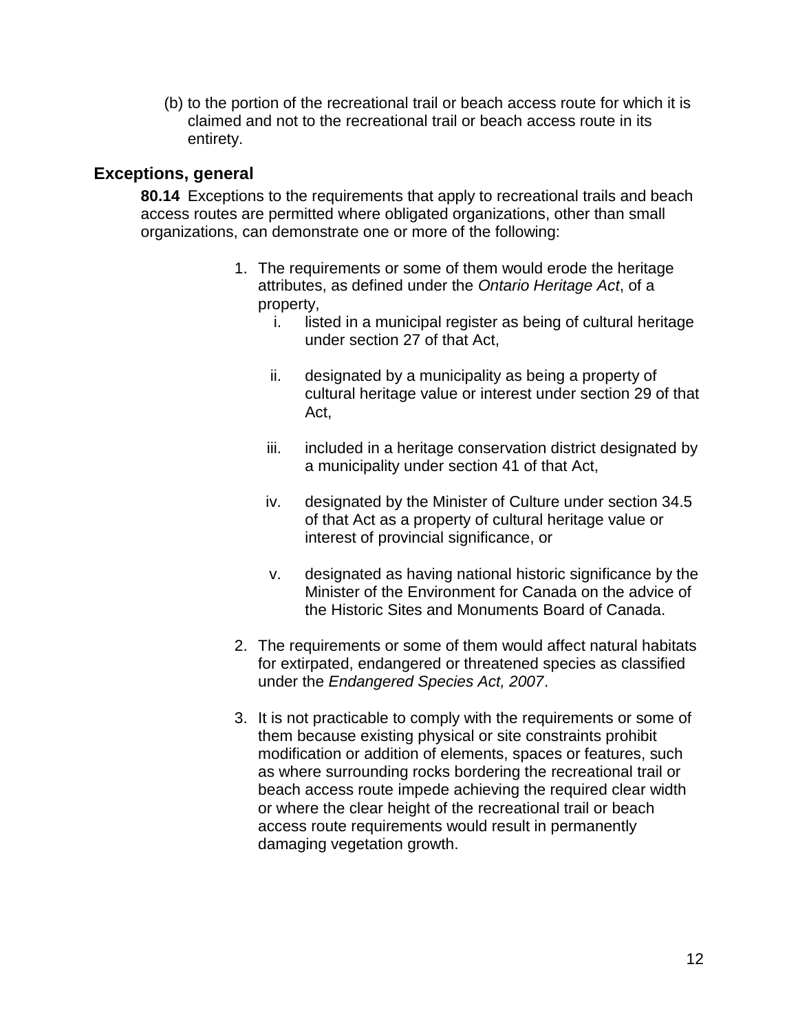(b) to the portion of the recreational trail or beach access route for which it is claimed and not to the recreational trail or beach access route in its entirety.

### Exceptions, general

**80.14** Exceptions to the requirements that apply to recreational trails and beach access routes are permitted where obligated organizations, other than small organizations, can demonstrate one or more of the following:

1. The requirements or some of them would erode the heritage attributes, as defined under the *Ontario Heritage Act*, of a property,
   i. listed in a municipal register as being of cultural heritage under section 27 of that Act,
   ii. designated by a municipality as being a property of cultural heritage value or interest under section 29 of that Act,
   iii. included in a heritage conservation district designated by a municipality under section 41 of that Act,
   iv. designated by the Minister of Culture under section 34.5 of that Act as a property of cultural heritage value or interest of provincial significance, or
   v. designated as having national historic significance by the Minister of the Environment for Canada on the advice of the Historic Sites and Monuments Board of Canada.
2. The requirements or some of them would affect natural habitats for extirpated, endangered or threatened species as classified under the *Endangered Species Act, 2007*.
3. It is not practicable to comply with the requirements or some of them because existing physical or site constraints prohibit modification or addition of elements, spaces or features, such as where surrounding rocks bordering the recreational trail or beach access route impede achieving the required clear width or where the clear height of the recreational trail or beach access route requirements would result in permanently damaging vegetation growth.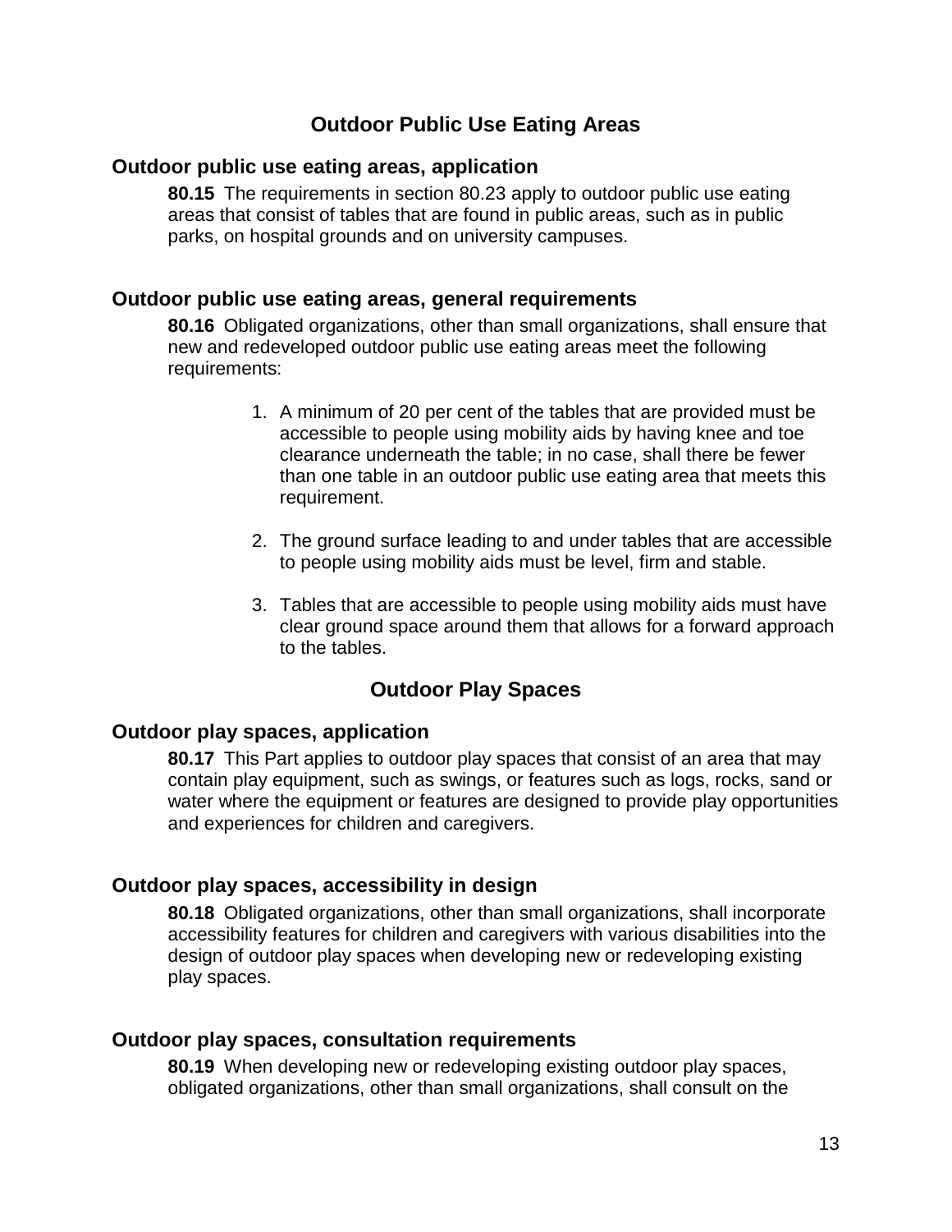## Outdoor Public Use Eating Areas

### Outdoor public use eating areas, application

**80.15** The requirements in section 80.23 apply to outdoor public use eating areas that consist of tables that are found in public areas, such as in public parks, on hospital grounds and on university campuses.

### Outdoor public use eating areas, general requirements

**80.16** Obligated organizations, other than small organizations, shall ensure that new and redeveloped outdoor public use eating areas meet the following requirements:

1. A minimum of 20 per cent of the tables that are provided must be accessible to people using mobility aids by having knee and toe clearance underneath the table; in no case, shall there be fewer than one table in an outdoor public use eating area that meets this requirement.
2. The ground surface leading to and under tables that are accessible to people using mobility aids must be level, firm and stable.
3. Tables that are accessible to people using mobility aids must have clear ground space around them that allows for a forward approach to the tables.

## Outdoor Play Spaces

### Outdoor play spaces, application

**80.17** This Part applies to outdoor play spaces that consist of an area that may contain play equipment, such as swings, or features such as logs, rocks, sand or water where the equipment or features are designed to provide play opportunities and experiences for children and caregivers.

### Outdoor play spaces, accessibility in design

**80.18** Obligated organizations, other than small organizations, shall incorporate accessibility features for children and caregivers with various disabilities into the design of outdoor play spaces when developing new or redeveloping existing play spaces.

### Outdoor play spaces, consultation requirements

**80.19** When developing new or redeveloping existing outdoor play spaces, obligated organizations, other than small organizations, shall consult on the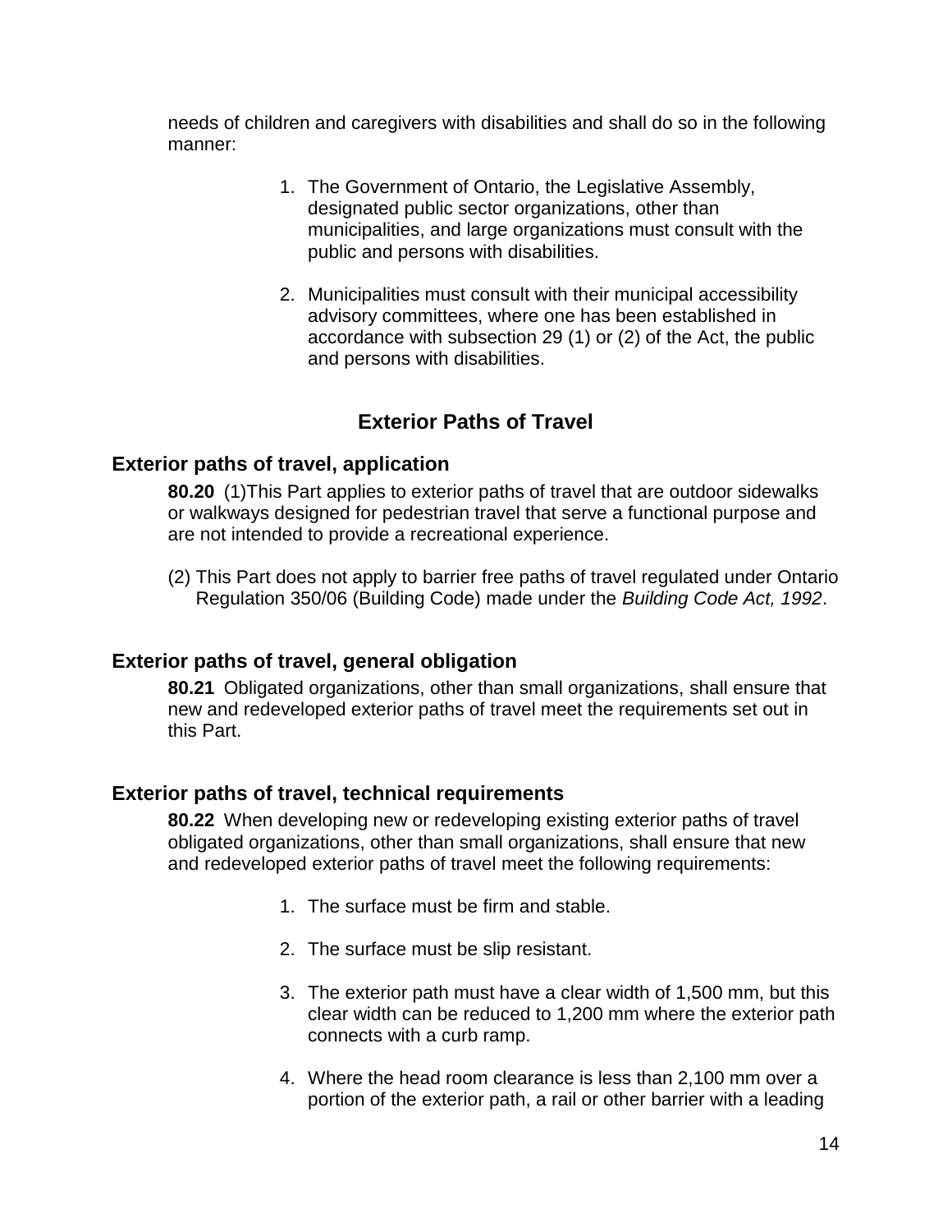needs of children and caregivers with disabilities and shall do so in the following manner:

1. The Government of Ontario, the Legislative Assembly, designated public sector organizations, other than municipalities, and large organizations must consult with the public and persons with disabilities.

2. Municipalities must consult with their municipal accessibility advisory committees, where one has been established in accordance with subsection 29 (1) or (2) of the Act, the public and persons with disabilities.

## Exterior Paths of Travel

### Exterior paths of travel, application

**80.20** (1)This Part applies to exterior paths of travel that are outdoor sidewalks or walkways designed for pedestrian travel that serve a functional purpose and are not intended to provide a recreational experience.

(2) This Part does not apply to barrier free paths of travel regulated under Ontario Regulation 350/06 (Building Code) made under the *Building Code Act, 1992*.

### Exterior paths of travel, general obligation

**80.21** Obligated organizations, other than small organizations, shall ensure that new and redeveloped exterior paths of travel meet the requirements set out in this Part.

### Exterior paths of travel, technical requirements

**80.22** When developing new or redeveloping existing exterior paths of travel obligated organizations, other than small organizations, shall ensure that new and redeveloped exterior paths of travel meet the following requirements:

1. The surface must be firm and stable.

2. The surface must be slip resistant.

3. The exterior path must have a clear width of 1,500 mm, but this clear width can be reduced to 1,200 mm where the exterior path connects with a curb ramp.

4. Where the head room clearance is less than 2,100 mm over a portion of the exterior path, a rail or other barrier with a leading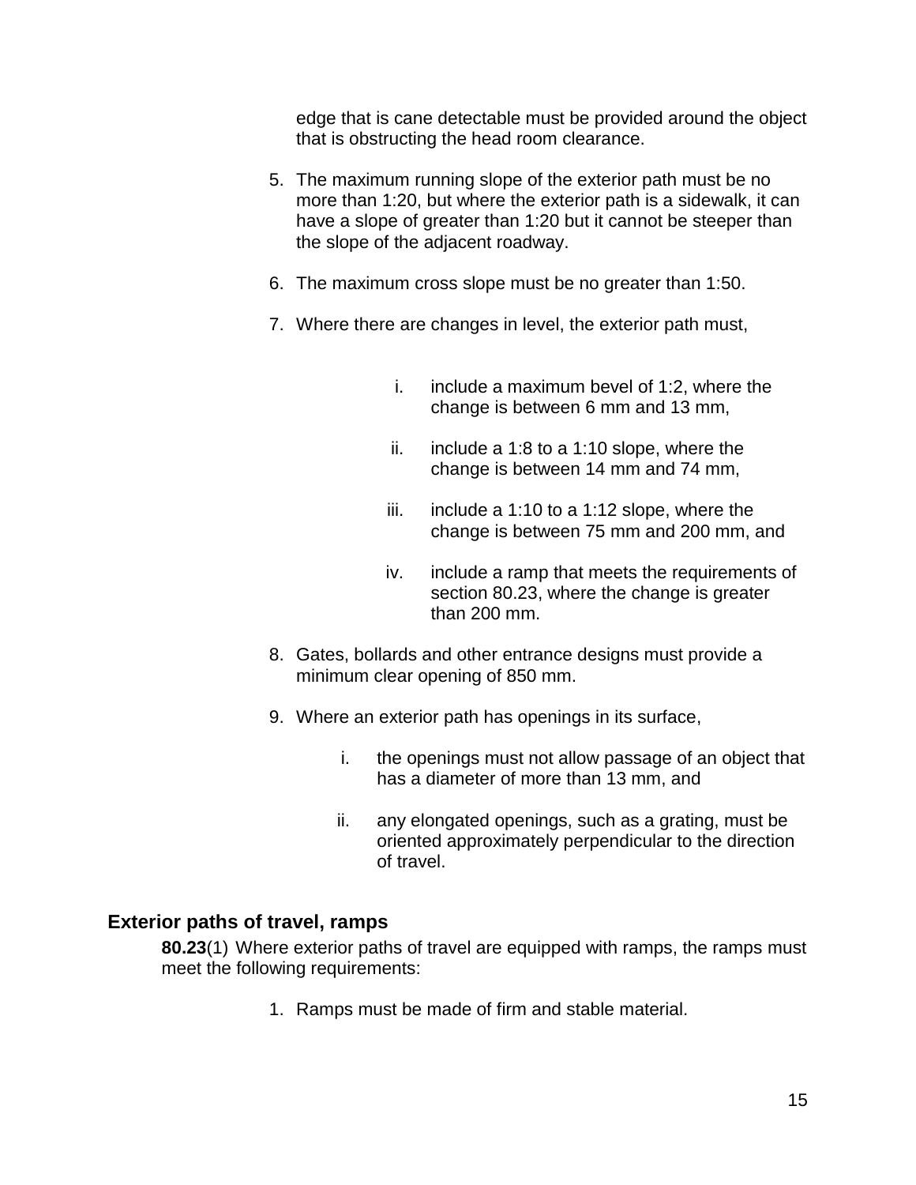edge that is cane detectable must be provided around the object that is obstructing the head room clearance.

5. The maximum running slope of the exterior path must be no more than 1:20, but where the exterior path is a sidewalk, it can have a slope of greater than 1:20 but it cannot be steeper than the slope of the adjacent roadway.

6. The maximum cross slope must be no greater than 1:50.

7. Where there are changes in level, the exterior path must,

    i. include a maximum bevel of 1:2, where the change is between 6 mm and 13 mm,

    ii. include a 1:8 to a 1:10 slope, where the change is between 14 mm and 74 mm,

    iii. include a 1:10 to a 1:12 slope, where the change is between 75 mm and 200 mm, and

    iv. include a ramp that meets the requirements of section 80.23, where the change is greater than 200 mm.

8. Gates, bollards and other entrance designs must provide a minimum clear opening of 850 mm.

9. Where an exterior path has openings in its surface,

    i. the openings must not allow passage of an object that has a diameter of more than 13 mm, and

    ii. any elongated openings, such as a grating, must be oriented approximately perpendicular to the direction of travel.

### Exterior paths of travel, ramps

**80.23**(1) Where exterior paths of travel are equipped with ramps, the ramps must meet the following requirements:

1. Ramps must be made of firm and stable material.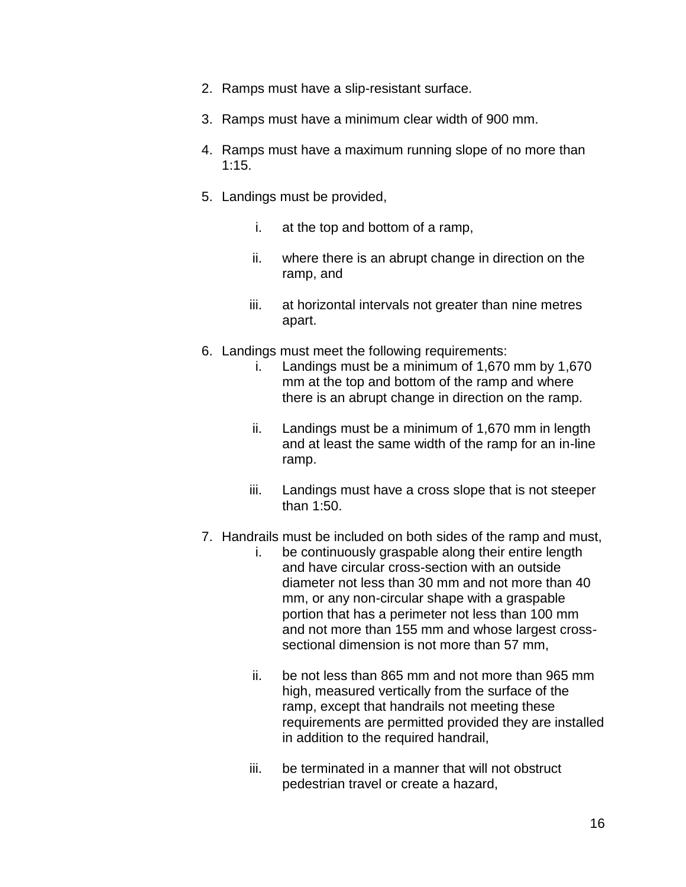2. Ramps must have a slip-resistant surface.

3. Ramps must have a minimum clear width of 900 mm.

4. Ramps must have a maximum running slope of no more than 1:15.

5. Landings must be provided,

   i. at the top and bottom of a ramp,

   ii. where there is an abrupt change in direction on the ramp, and

   iii. at horizontal intervals not greater than nine metres apart.

6. Landings must meet the following requirements:

   i. Landings must be a minimum of 1,670 mm by 1,670 mm at the top and bottom of the ramp and where there is an abrupt change in direction on the ramp.

   ii. Landings must be a minimum of 1,670 mm in length and at least the same width of the ramp for an in-line ramp.

   iii. Landings must have a cross slope that is not steeper than 1:50.

7. Handrails must be included on both sides of the ramp and must,

   i. be continuously graspable along their entire length and have circular cross-section with an outside diameter not less than 30 mm and not more than 40 mm, or any non-circular shape with a graspable portion that has a perimeter not less than 100 mm and not more than 155 mm and whose largest cross-sectional dimension is not more than 57 mm,

   ii. be not less than 865 mm and not more than 965 mm high, measured vertically from the surface of the ramp, except that handrails not meeting these requirements are permitted provided they are installed in addition to the required handrail,

   iii. be terminated in a manner that will not obstruct pedestrian travel or create a hazard,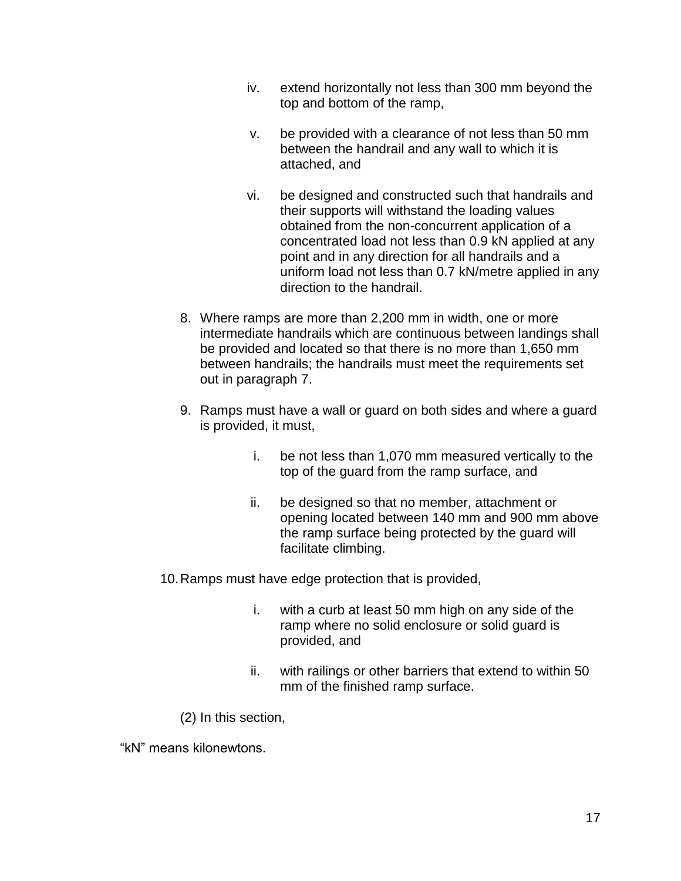iv. extend horizontally not less than 300 mm beyond the top and bottom of the ramp,

v. be provided with a clearance of not less than 50 mm between the handrail and any wall to which it is attached, and

vi. be designed and constructed such that handrails and their supports will withstand the loading values obtained from the non-concurrent application of a concentrated load not less than 0.9 kN applied at any point and in any direction for all handrails and a uniform load not less than 0.7 kN/metre applied in any direction to the handrail.

8. Where ramps are more than 2,200 mm in width, one or more intermediate handrails which are continuous between landings shall be provided and located so that there is no more than 1,650 mm between handrails; the handrails must meet the requirements set out in paragraph 7.

9. Ramps must have a wall or guard on both sides and where a guard is provided, it must,

   i. be not less than 1,070 mm measured vertically to the top of the guard from the ramp surface, and

   ii. be designed so that no member, attachment or opening located between 140 mm and 900 mm above the ramp surface being protected by the guard will facilitate climbing.

10. Ramps must have edge protection that is provided,

   i. with a curb at least 50 mm high on any side of the ramp where no solid enclosure or solid guard is provided, and

   ii. with railings or other barriers that extend to within 50 mm of the finished ramp surface.

(2) In this section,

"kN" means kilonewtons.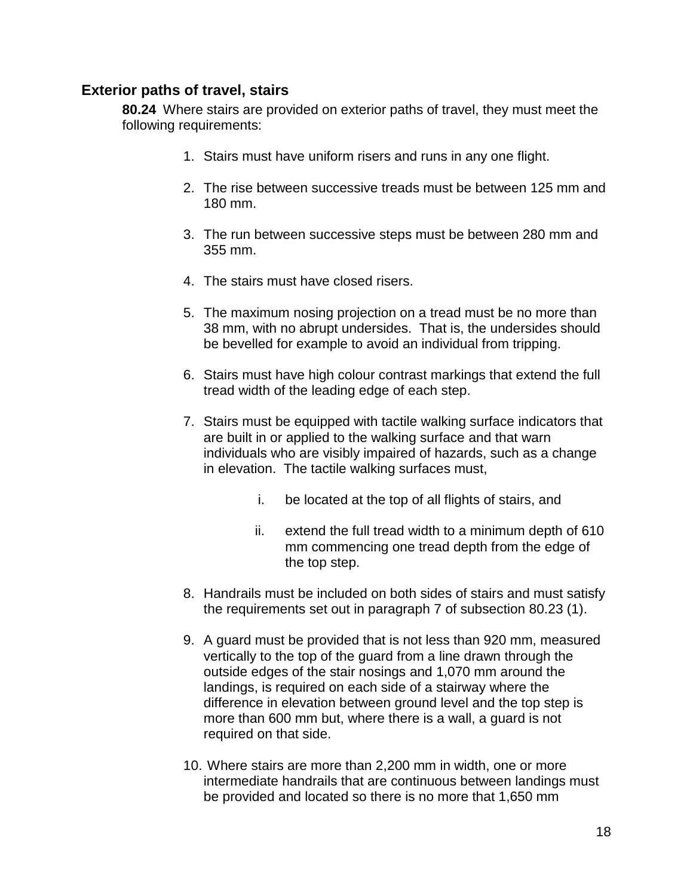## Exterior paths of travel, stairs

**80.24** Where stairs are provided on exterior paths of travel, they must meet the following requirements:

1. Stairs must have uniform risers and runs in any one flight.

2. The rise between successive treads must be between 125 mm and 180 mm.

3. The run between successive steps must be between 280 mm and 355 mm.

4. The stairs must have closed risers.

5. The maximum nosing projection on a tread must be no more than 38 mm, with no abrupt undersides. That is, the undersides should be bevelled for example to avoid an individual from tripping.

6. Stairs must have high colour contrast markings that extend the full tread width of the leading edge of each step.

7. Stairs must be equipped with tactile walking surface indicators that are built in or applied to the walking surface and that warn individuals who are visibly impaired of hazards, such as a change in elevation. The tactile walking surfaces must,

    i. be located at the top of all flights of stairs, and

    ii. extend the full tread width to a minimum depth of 610 mm commencing one tread depth from the edge of the top step.

8. Handrails must be included on both sides of stairs and must satisfy the requirements set out in paragraph 7 of subsection 80.23 (1).

9. A guard must be provided that is not less than 920 mm, measured vertically to the top of the guard from a line drawn through the outside edges of the stair nosings and 1,070 mm around the landings, is required on each side of a stairway where the difference in elevation between ground level and the top step is more than 600 mm but, where there is a wall, a guard is not required on that side.

10. Where stairs are more than 2,200 mm in width, one or more intermediate handrails that are continuous between landings must be provided and located so there is no more that 1,650 mm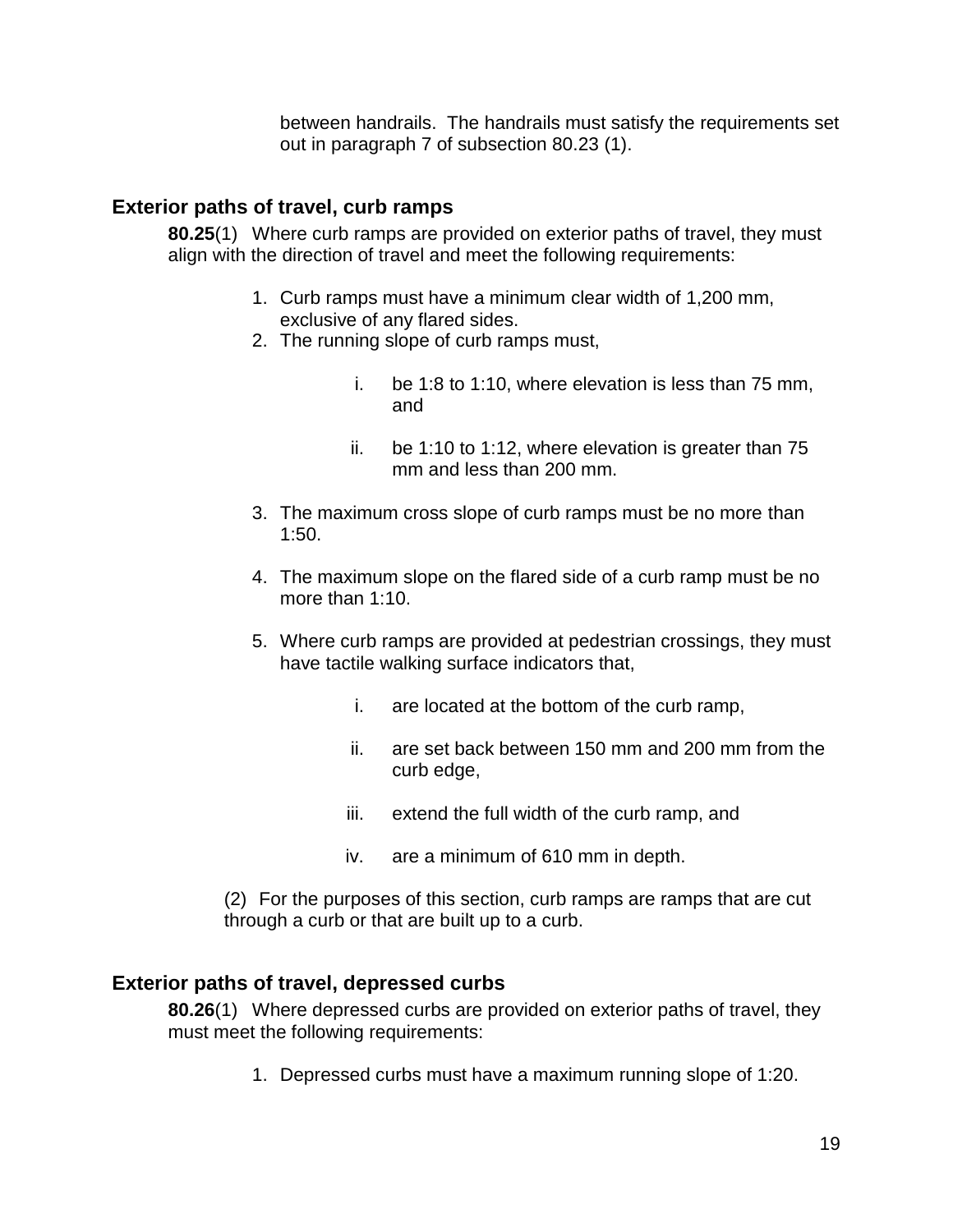between handrails. The handrails must satisfy the requirements set out in paragraph 7 of subsection 80.23 (1).

### Exterior paths of travel, curb ramps

**80.25**(1) Where curb ramps are provided on exterior paths of travel, they must align with the direction of travel and meet the following requirements:

1. Curb ramps must have a minimum clear width of 1,200 mm, exclusive of any flared sides.
2. The running slope of curb ramps must,
   i. be 1:8 to 1:10, where elevation is less than 75 mm, and
   ii. be 1:10 to 1:12, where elevation is greater than 75 mm and less than 200 mm.
3. The maximum cross slope of curb ramps must be no more than 1:50.
4. The maximum slope on the flared side of a curb ramp must be no more than 1:10.
5. Where curb ramps are provided at pedestrian crossings, they must have tactile walking surface indicators that,
   i. are located at the bottom of the curb ramp,
   ii. are set back between 150 mm and 200 mm from the curb edge,
   iii. extend the full width of the curb ramp, and
   iv. are a minimum of 610 mm in depth.

(2) For the purposes of this section, curb ramps are ramps that are cut through a curb or that are built up to a curb.

### Exterior paths of travel, depressed curbs

**80.26**(1) Where depressed curbs are provided on exterior paths of travel, they must meet the following requirements:

1. Depressed curbs must have a maximum running slope of 1:20.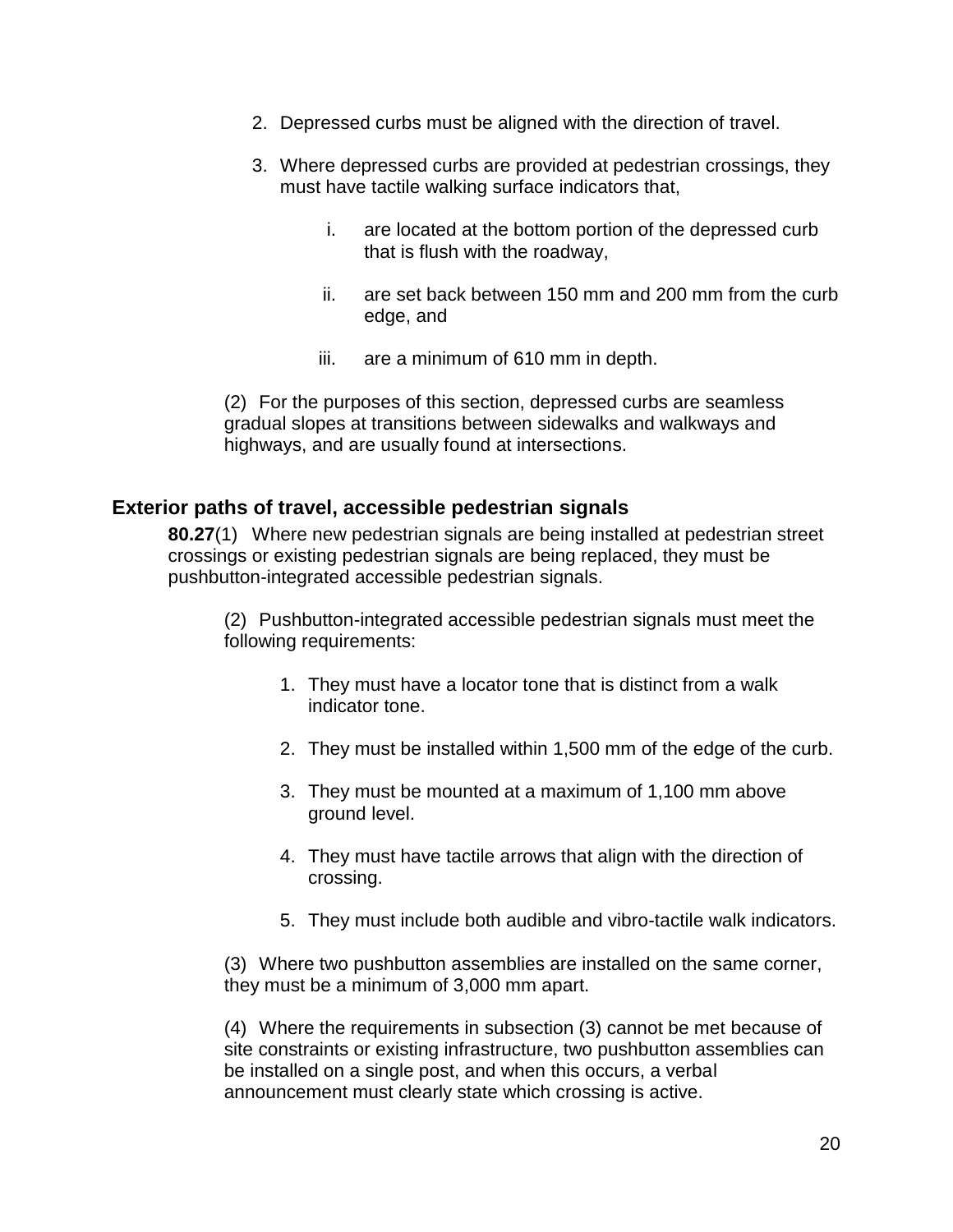2. Depressed curbs must be aligned with the direction of travel.

3. Where depressed curbs are provided at pedestrian crossings, they must have tactile walking surface indicators that,

    i. are located at the bottom portion of the depressed curb that is flush with the roadway,

    ii. are set back between 150 mm and 200 mm from the curb edge, and

    iii. are a minimum of 610 mm in depth.

(2) For the purposes of this section, depressed curbs are seamless gradual slopes at transitions between sidewalks and walkways and highways, and are usually found at intersections.

### Exterior paths of travel, accessible pedestrian signals

**80.27**(1) Where new pedestrian signals are being installed at pedestrian street crossings or existing pedestrian signals are being replaced, they must be pushbutton-integrated accessible pedestrian signals.

(2) Pushbutton-integrated accessible pedestrian signals must meet the following requirements:

1. They must have a locator tone that is distinct from a walk indicator tone.

2. They must be installed within 1,500 mm of the edge of the curb.

3. They must be mounted at a maximum of 1,100 mm above ground level.

4. They must have tactile arrows that align with the direction of crossing.

5. They must include both audible and vibro-tactile walk indicators.

(3) Where two pushbutton assemblies are installed on the same corner, they must be a minimum of 3,000 mm apart.

(4) Where the requirements in subsection (3) cannot be met because of site constraints or existing infrastructure, two pushbutton assemblies can be installed on a single post, and when this occurs, a verbal announcement must clearly state which crossing is active.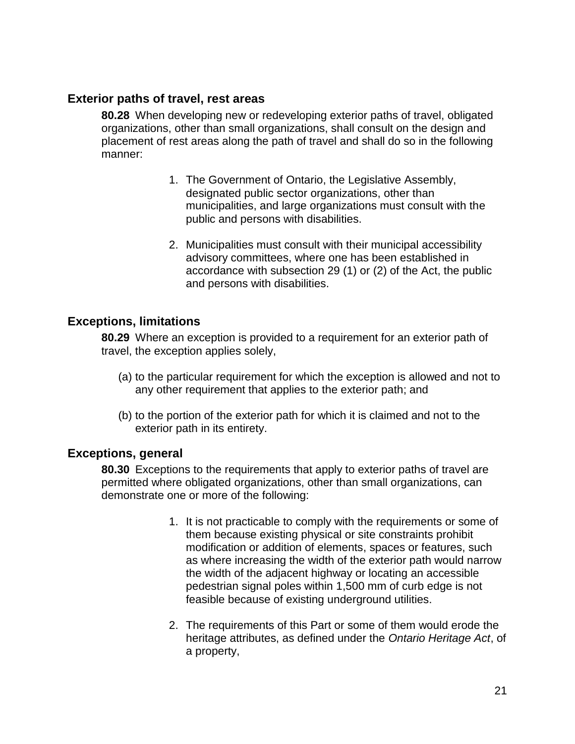### Exterior paths of travel, rest areas

**80.28** When developing new or redeveloping exterior paths of travel, obligated organizations, other than small organizations, shall consult on the design and placement of rest areas along the path of travel and shall do so in the following manner:

1. The Government of Ontario, the Legislative Assembly, designated public sector organizations, other than municipalities, and large organizations must consult with the public and persons with disabilities.

2. Municipalities must consult with their municipal accessibility advisory committees, where one has been established in accordance with subsection 29 (1) or (2) of the Act, the public and persons with disabilities.

### Exceptions, limitations

**80.29** Where an exception is provided to a requirement for an exterior path of travel, the exception applies solely,

(a) to the particular requirement for which the exception is allowed and not to any other requirement that applies to the exterior path; and

(b) to the portion of the exterior path for which it is claimed and not to the exterior path in its entirety.

### Exceptions, general

**80.30** Exceptions to the requirements that apply to exterior paths of travel are permitted where obligated organizations, other than small organizations, can demonstrate one or more of the following:

1. It is not practicable to comply with the requirements or some of them because existing physical or site constraints prohibit modification or addition of elements, spaces or features, such as where increasing the width of the exterior path would narrow the width of the adjacent highway or locating an accessible pedestrian signal poles within 1,500 mm of curb edge is not feasible because of existing underground utilities.

2. The requirements of this Part or some of them would erode the heritage attributes, as defined under the *Ontario Heritage Act*, of a property,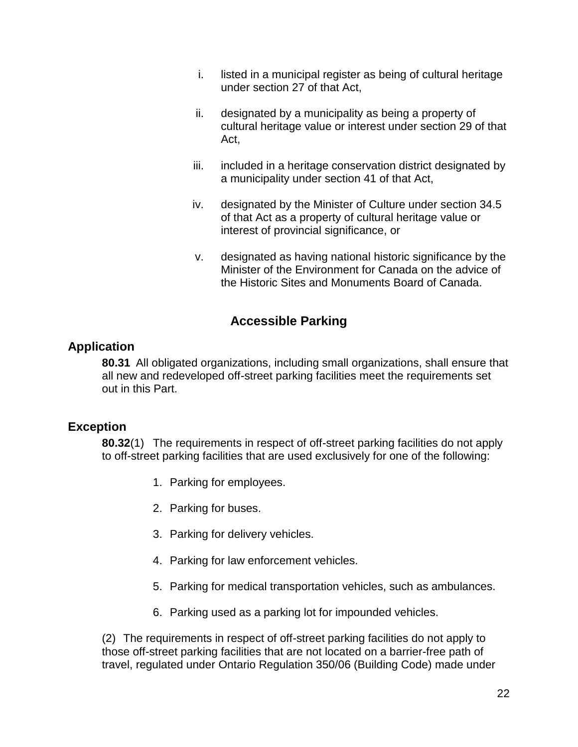i. listed in a municipal register as being of cultural heritage under section 27 of that Act,

ii. designated by a municipality as being a property of cultural heritage value or interest under section 29 of that Act,

iii. included in a heritage conservation district designated by a municipality under section 41 of that Act,

iv. designated by the Minister of Culture under section 34.5 of that Act as a property of cultural heritage value or interest of provincial significance, or

v. designated as having national historic significance by the Minister of the Environment for Canada on the advice of the Historic Sites and Monuments Board of Canada.

## Accessible Parking

### Application

**80.31** All obligated organizations, including small organizations, shall ensure that all new and redeveloped off-street parking facilities meet the requirements set out in this Part.

### Exception

**80.32**(1) The requirements in respect of off-street parking facilities do not apply to off-street parking facilities that are used exclusively for one of the following:

1. Parking for employees.
2. Parking for buses.
3. Parking for delivery vehicles.
4. Parking for law enforcement vehicles.
5. Parking for medical transportation vehicles, such as ambulances.
6. Parking used as a parking lot for impounded vehicles.

(2) The requirements in respect of off-street parking facilities do not apply to those off-street parking facilities that are not located on a barrier-free path of travel, regulated under Ontario Regulation 350/06 (Building Code) made under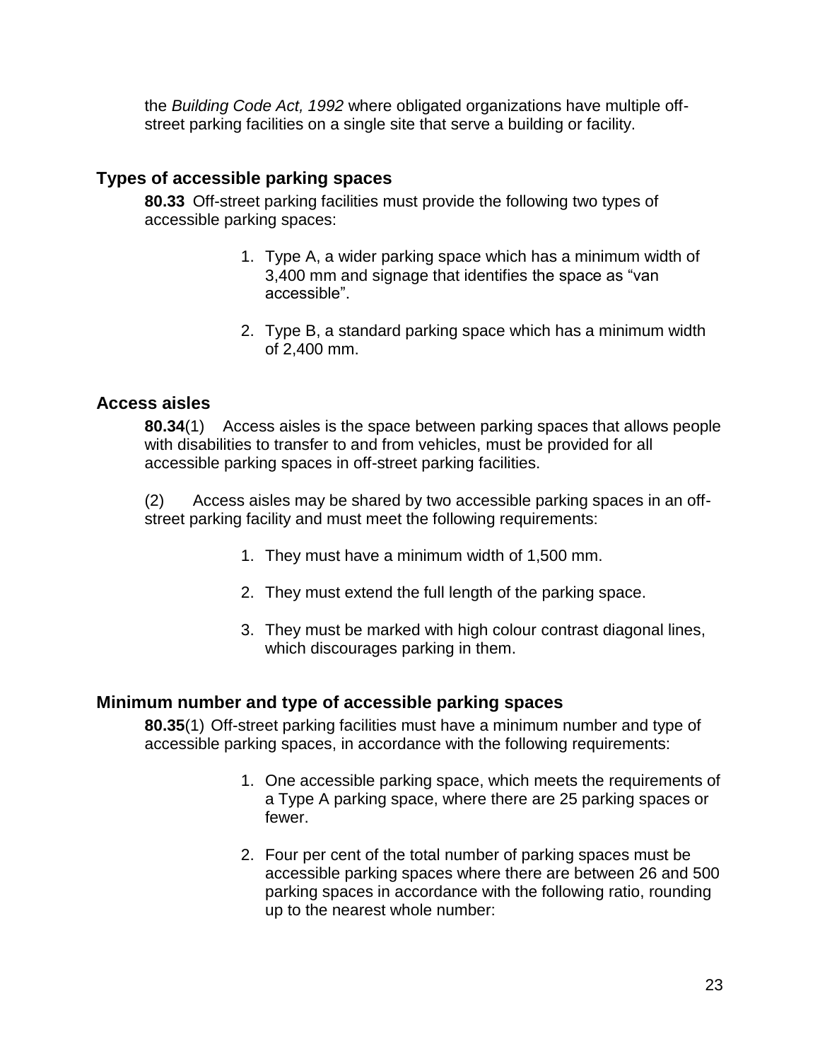the *Building Code Act, 1992* where obligated organizations have multiple off-street parking facilities on a single site that serve a building or facility.

### Types of accessible parking spaces

**80.33** Off-street parking facilities must provide the following two types of accessible parking spaces:

1. Type A, a wider parking space which has a minimum width of 3,400 mm and signage that identifies the space as "van accessible".

2. Type B, a standard parking space which has a minimum width of 2,400 mm.

### Access aisles

**80.34**(1) Access aisles is the space between parking spaces that allows people with disabilities to transfer to and from vehicles, must be provided for all accessible parking spaces in off-street parking facilities.

(2) Access aisles may be shared by two accessible parking spaces in an off-street parking facility and must meet the following requirements:

1. They must have a minimum width of 1,500 mm.

2. They must extend the full length of the parking space.

3. They must be marked with high colour contrast diagonal lines, which discourages parking in them.

### Minimum number and type of accessible parking spaces

**80.35**(1) Off-street parking facilities must have a minimum number and type of accessible parking spaces, in accordance with the following requirements:

1. One accessible parking space, which meets the requirements of a Type A parking space, where there are 25 parking spaces or fewer.

2. Four per cent of the total number of parking spaces must be accessible parking spaces where there are between 26 and 500 parking spaces in accordance with the following ratio, rounding up to the nearest whole number: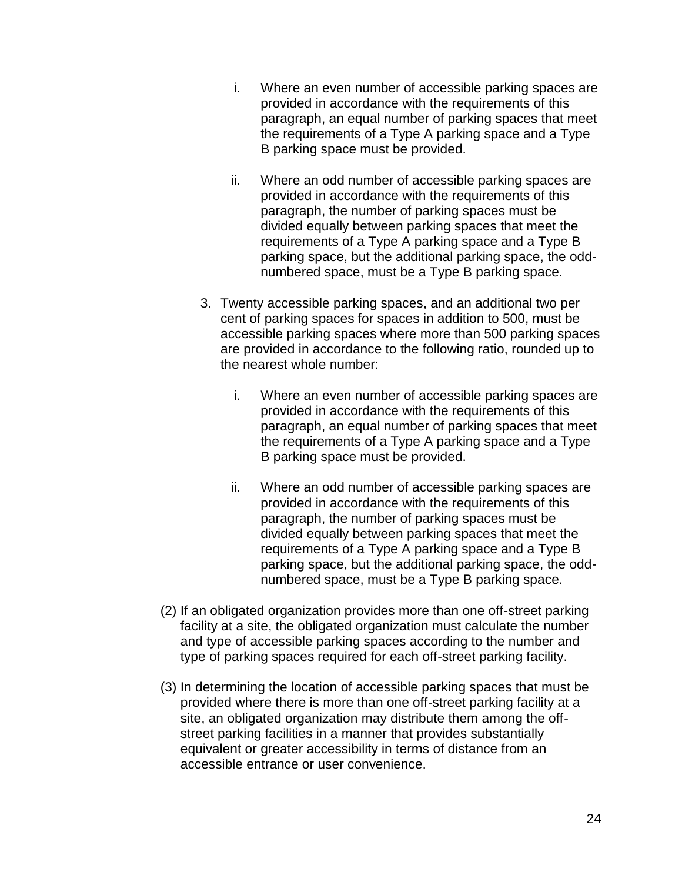i. Where an even number of accessible parking spaces are provided in accordance with the requirements of this paragraph, an equal number of parking spaces that meet the requirements of a Type A parking space and a Type B parking space must be provided.

   ii. Where an odd number of accessible parking spaces are provided in accordance with the requirements of this paragraph, the number of parking spaces must be divided equally between parking spaces that meet the requirements of a Type A parking space and a Type B parking space, but the additional parking space, the odd-numbered space, must be a Type B parking space.

3. Twenty accessible parking spaces, and an additional two per cent of parking spaces for spaces in addition to 500, must be accessible parking spaces where more than 500 parking spaces are provided in accordance to the following ratio, rounded up to the nearest whole number:

   i. Where an even number of accessible parking spaces are provided in accordance with the requirements of this paragraph, an equal number of parking spaces that meet the requirements of a Type A parking space and a Type B parking space must be provided.

   ii. Where an odd number of accessible parking spaces are provided in accordance with the requirements of this paragraph, the number of parking spaces must be divided equally between parking spaces that meet the requirements of a Type A parking space and a Type B parking space, but the additional parking space, the odd-numbered space, must be a Type B parking space.

(2) If an obligated organization provides more than one off-street parking facility at a site, the obligated organization must calculate the number and type of accessible parking spaces according to the number and type of parking spaces required for each off-street parking facility.

(3) In determining the location of accessible parking spaces that must be provided where there is more than one off-street parking facility at a site, an obligated organization may distribute them among the off-street parking facilities in a manner that provides substantially equivalent or greater accessibility in terms of distance from an accessible entrance or user convenience.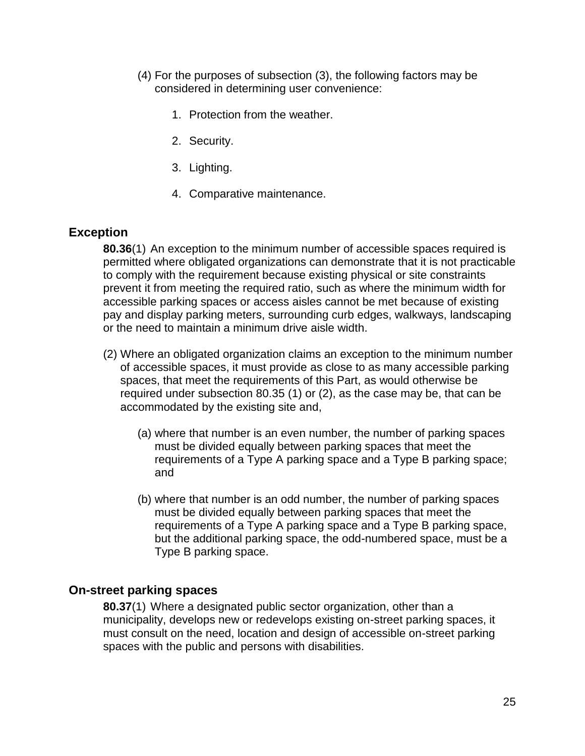(4) For the purposes of subsection (3), the following factors may be considered in determining user convenience:

1. Protection from the weather.
2. Security.
3. Lighting.
4. Comparative maintenance.

## Exception

**80.36**(1) An exception to the minimum number of accessible spaces required is permitted where obligated organizations can demonstrate that it is not practicable to comply with the requirement because existing physical or site constraints prevent it from meeting the required ratio, such as where the minimum width for accessible parking spaces or access aisles cannot be met because of existing pay and display parking meters, surrounding curb edges, walkways, landscaping or the need to maintain a minimum drive aisle width.

(2) Where an obligated organization claims an exception to the minimum number of accessible spaces, it must provide as close to as many accessible parking spaces, that meet the requirements of this Part, as would otherwise be required under subsection 80.35 (1) or (2), as the case may be, that can be accommodated by the existing site and,

(a) where that number is an even number, the number of parking spaces must be divided equally between parking spaces that meet the requirements of a Type A parking space and a Type B parking space; and

(b) where that number is an odd number, the number of parking spaces must be divided equally between parking spaces that meet the requirements of a Type A parking space and a Type B parking space, but the additional parking space, the odd-numbered space, must be a Type B parking space.

## On-street parking spaces

**80.37**(1) Where a designated public sector organization, other than a municipality, develops new or redevelops existing on-street parking spaces, it must consult on the need, location and design of accessible on-street parking spaces with the public and persons with disabilities.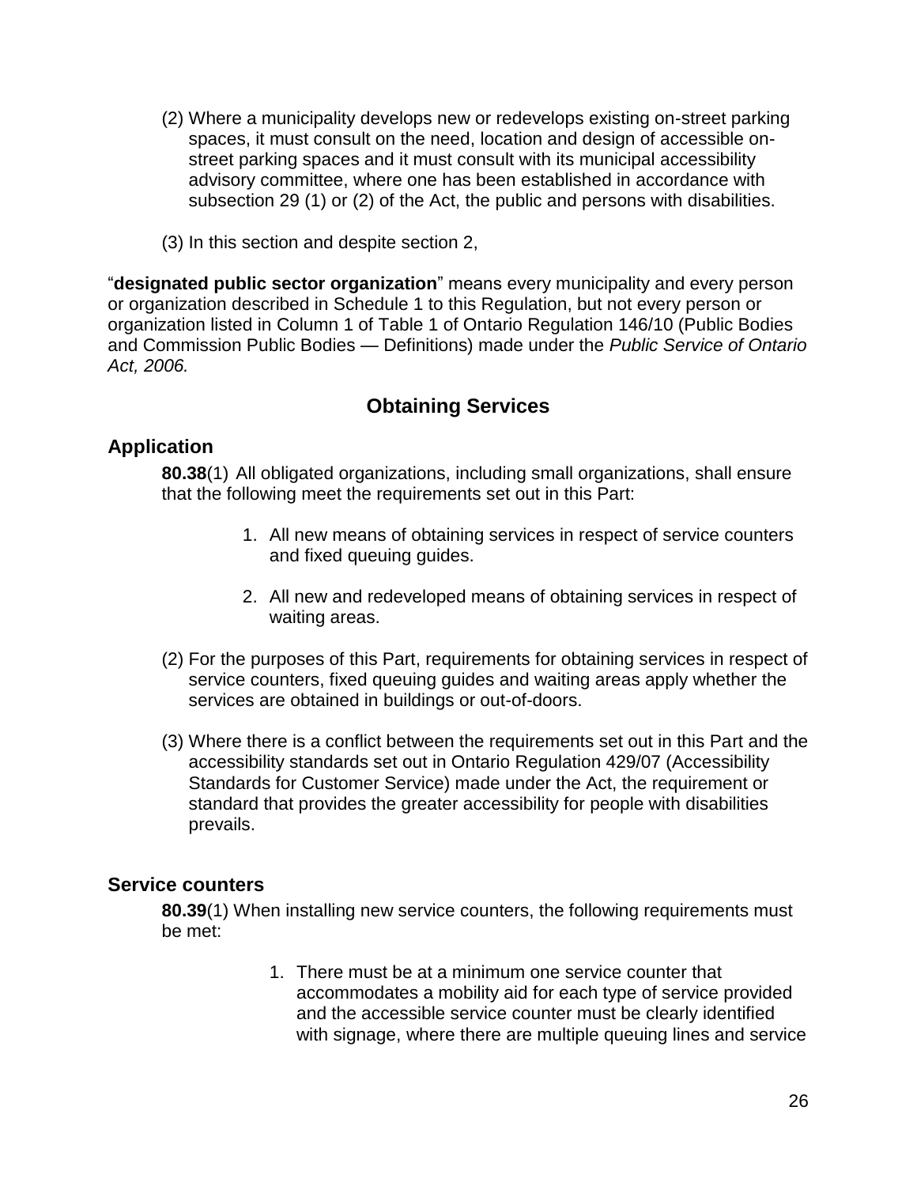(2) Where a municipality develops new or redevelops existing on-street parking spaces, it must consult on the need, location and design of accessible on-street parking spaces and it must consult with its municipal accessibility advisory committee, where one has been established in accordance with subsection 29 (1) or (2) of the Act, the public and persons with disabilities.

(3) In this section and despite section 2,

"**designated public sector organization**" means every municipality and every person or organization described in Schedule 1 to this Regulation, but not every person or organization listed in Column 1 of Table 1 of Ontario Regulation 146/10 (Public Bodies and Commission Public Bodies — Definitions) made under the *Public Service of Ontario Act, 2006.*

## Obtaining Services

### Application

**80.38**(1) All obligated organizations, including small organizations, shall ensure that the following meet the requirements set out in this Part:

1. All new means of obtaining services in respect of service counters and fixed queuing guides.
2. All new and redeveloped means of obtaining services in respect of waiting areas.

(2) For the purposes of this Part, requirements for obtaining services in respect of service counters, fixed queuing guides and waiting areas apply whether the services are obtained in buildings or out-of-doors.

(3) Where there is a conflict between the requirements set out in this Part and the accessibility standards set out in Ontario Regulation 429/07 (Accessibility Standards for Customer Service) made under the Act, the requirement or standard that provides the greater accessibility for people with disabilities prevails.

### Service counters

**80.39**(1) When installing new service counters, the following requirements must be met:

1. There must be at a minimum one service counter that accommodates a mobility aid for each type of service provided and the accessible service counter must be clearly identified with signage, where there are multiple queuing lines and service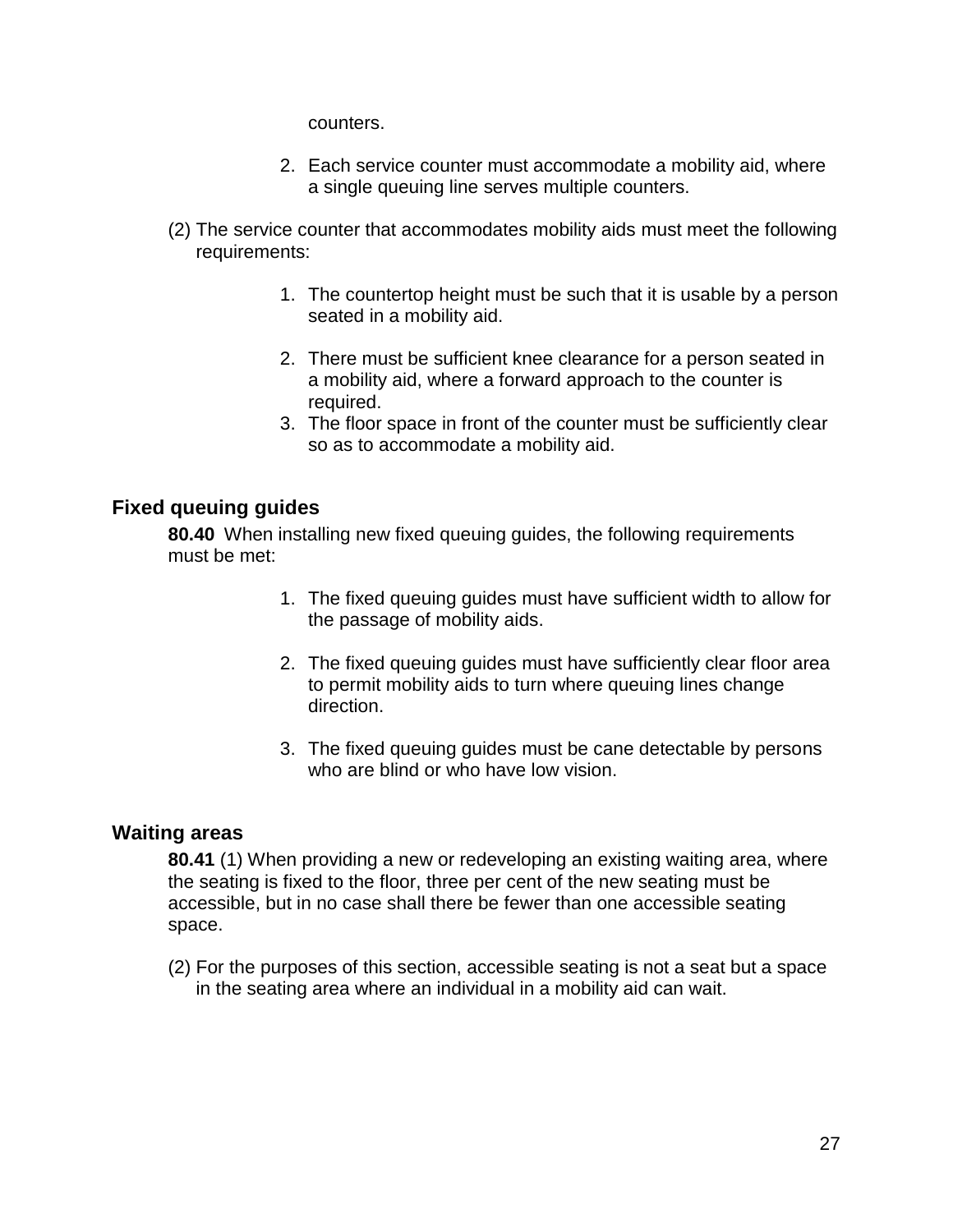counters.

2. Each service counter must accommodate a mobility aid, where a single queuing line serves multiple counters.

(2) The service counter that accommodates mobility aids must meet the following requirements:

1. The countertop height must be such that it is usable by a person seated in a mobility aid.
2. There must be sufficient knee clearance for a person seated in a mobility aid, where a forward approach to the counter is required.
3. The floor space in front of the counter must be sufficiently clear so as to accommodate a mobility aid.

## Fixed queuing guides

**80.40** When installing new fixed queuing guides, the following requirements must be met:

1. The fixed queuing guides must have sufficient width to allow for the passage of mobility aids.
2. The fixed queuing guides must have sufficiently clear floor area to permit mobility aids to turn where queuing lines change direction.
3. The fixed queuing guides must be cane detectable by persons who are blind or who have low vision.

## Waiting areas

**80.41** (1) When providing a new or redeveloping an existing waiting area, where the seating is fixed to the floor, three per cent of the new seating must be accessible, but in no case shall there be fewer than one accessible seating space.

(2) For the purposes of this section, accessible seating is not a seat but a space in the seating area where an individual in a mobility aid can wait.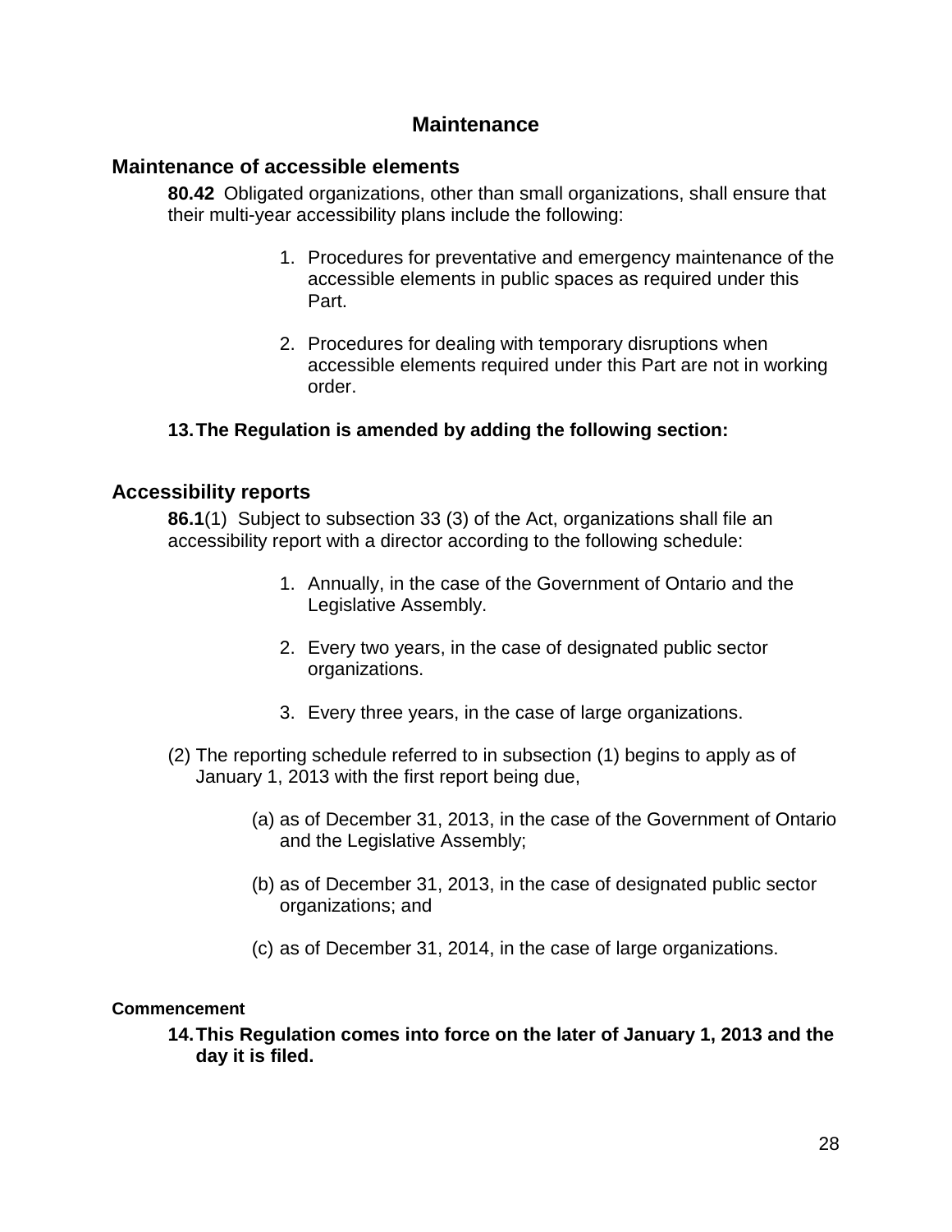## Maintenance

### Maintenance of accessible elements

**80.42** Obligated organizations, other than small organizations, shall ensure that their multi-year accessibility plans include the following:

1. Procedures for preventative and emergency maintenance of the accessible elements in public spaces as required under this Part.

2. Procedures for dealing with temporary disruptions when accessible elements required under this Part are not in working order.

**13. The Regulation is amended by adding the following section:**

### Accessibility reports

**86.1**(1) Subject to subsection 33 (3) of the Act, organizations shall file an accessibility report with a director according to the following schedule:

1. Annually, in the case of the Government of Ontario and the Legislative Assembly.

2. Every two years, in the case of designated public sector organizations.

3. Every three years, in the case of large organizations.

(2) The reporting schedule referred to in subsection (1) begins to apply as of January 1, 2013 with the first report being due,

(a) as of December 31, 2013, in the case of the Government of Ontario and the Legislative Assembly;

(b) as of December 31, 2013, in the case of designated public sector organizations; and

(c) as of December 31, 2014, in the case of large organizations.

#### Commencement

**14. This Regulation comes into force on the later of January 1, 2013 and the day it is filed.**